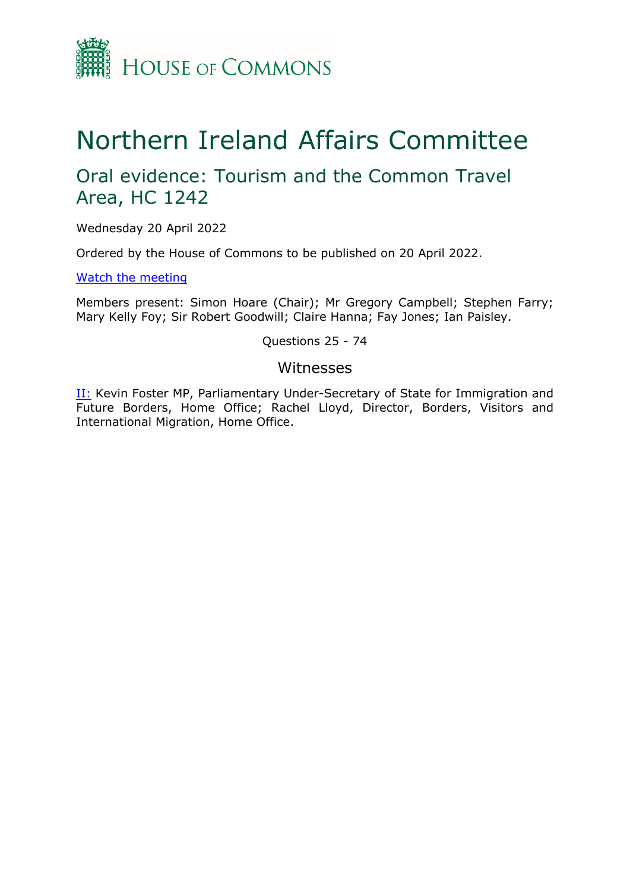HOUSE OF COMMONS

# Northern Ireland Affairs Committee

## Oral evidence: Tourism and the Common Travel Area, HC 1242

Wednesday 20 April 2022

Ordered by the House of Commons to be published on 20 April 2022.

[Watch the meeting]

Members present: Simon Hoare (Chair); Mr Gregory Campbell; Stephen Farry; Mary Kelly Foy; Sir Robert Goodwill; Claire Hanna; Fay Jones; Ian Paisley.

Questions 25 - 74

### Witnesses

II: Kevin Foster MP, Parliamentary Under-Secretary of State for Immigration and Future Borders, Home Office; Rachel Lloyd, Director, Borders, Visitors and International Migration, Home Office.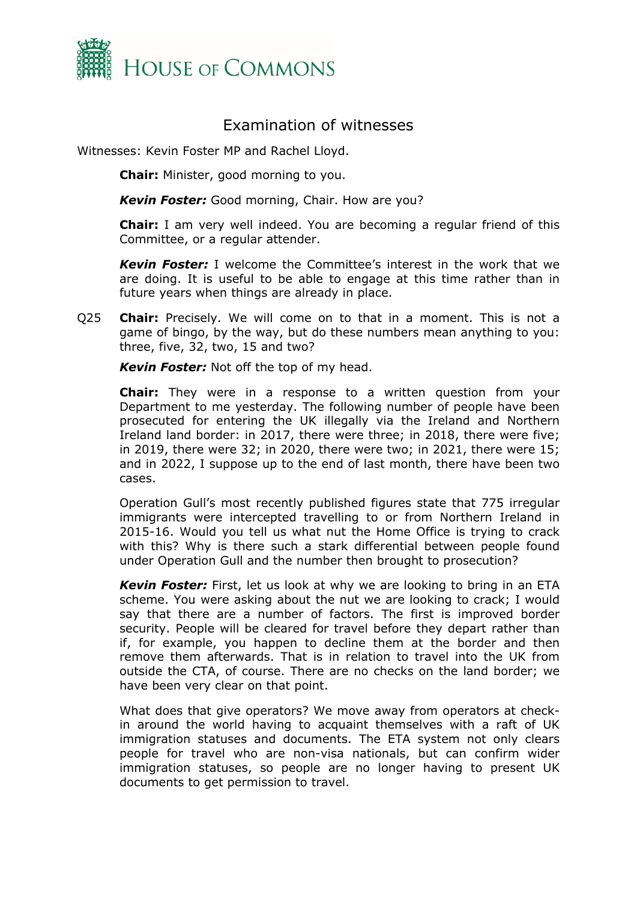# Examination of witnesses

Witnesses: Kevin Foster MP and Rachel Lloyd.

**Chair:** Minister, good morning to you.

***Kevin Foster:*** Good morning, Chair. How are you?

**Chair:** I am very well indeed. You are becoming a regular friend of this Committee, or a regular attender.

***Kevin Foster:*** I welcome the Committee's interest in the work that we are doing. It is useful to be able to engage at this time rather than in future years when things are already in place.

Q25 **Chair:** Precisely. We will come on to that in a moment. This is not a game of bingo, by the way, but do these numbers mean anything to you: three, five, 32, two, 15 and two?

***Kevin Foster:*** Not off the top of my head.

**Chair:** They were in a response to a written question from your Department to me yesterday. The following number of people have been prosecuted for entering the UK illegally via the Ireland and Northern Ireland land border: in 2017, there were three; in 2018, there were five; in 2019, there were 32; in 2020, there were two; in 2021, there were 15; and in 2022, I suppose up to the end of last month, there have been two cases.

Operation Gull's most recently published figures state that 775 irregular immigrants were intercepted travelling to or from Northern Ireland in 2015-16. Would you tell us what nut the Home Office is trying to crack with this? Why is there such a stark differential between people found under Operation Gull and the number then brought to prosecution?

***Kevin Foster:*** First, let us look at why we are looking to bring in an ETA scheme. You were asking about the nut we are looking to crack; I would say that there are a number of factors. The first is improved border security. People will be cleared for travel before they depart rather than if, for example, you happen to decline them at the border and then remove them afterwards. That is in relation to travel into the UK from outside the CTA, of course. There are no checks on the land border; we have been very clear on that point.

What does that give operators? We move away from operators at check-in around the world having to acquaint themselves with a raft of UK immigration statuses and documents. The ETA system not only clears people for travel who are non-visa nationals, but can confirm wider immigration statuses, so people are no longer having to present UK documents to get permission to travel.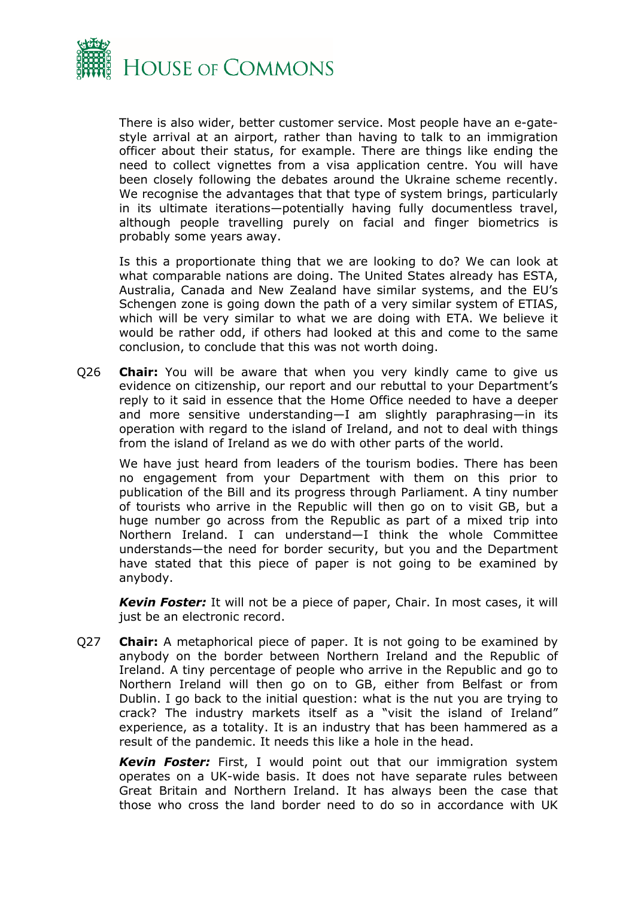There is also wider, better customer service. Most people have an e-gate-style arrival at an airport, rather than having to talk to an immigration officer about their status, for example. There are things like ending the need to collect vignettes from a visa application centre. You will have been closely following the debates around the Ukraine scheme recently. We recognise the advantages that that type of system brings, particularly in its ultimate iterations—potentially having fully documentless travel, although people travelling purely on facial and finger biometrics is probably some years away.

Is this a proportionate thing that we are looking to do? We can look at what comparable nations are doing. The United States already has ESTA, Australia, Canada and New Zealand have similar systems, and the EU's Schengen zone is going down the path of a very similar system of ETIAS, which will be very similar to what we are doing with ETA. We believe it would be rather odd, if others had looked at this and come to the same conclusion, to conclude that this was not worth doing.

Q26 **Chair:** You will be aware that when you very kindly came to give us evidence on citizenship, our report and our rebuttal to your Department's reply to it said in essence that the Home Office needed to have a deeper and more sensitive understanding—I am slightly paraphrasing—in its operation with regard to the island of Ireland, and not to deal with things from the island of Ireland as we do with other parts of the world.

We have just heard from leaders of the tourism bodies. There has been no engagement from your Department with them on this prior to publication of the Bill and its progress through Parliament. A tiny number of tourists who arrive in the Republic will then go on to visit GB, but a huge number go across from the Republic as part of a mixed trip into Northern Ireland. I can understand—I think the whole Committee understands—the need for border security, but you and the Department have stated that this piece of paper is not going to be examined by anybody.

***Kevin Foster:*** It will not be a piece of paper, Chair. In most cases, it will just be an electronic record.

Q27 **Chair:** A metaphorical piece of paper. It is not going to be examined by anybody on the border between Northern Ireland and the Republic of Ireland. A tiny percentage of people who arrive in the Republic and go to Northern Ireland will then go on to GB, either from Belfast or from Dublin. I go back to the initial question: what is the nut you are trying to crack? The industry markets itself as a "visit the island of Ireland" experience, as a totality. It is an industry that has been hammered as a result of the pandemic. It needs this like a hole in the head.

***Kevin Foster:*** First, I would point out that our immigration system operates on a UK-wide basis. It does not have separate rules between Great Britain and Northern Ireland. It has always been the case that those who cross the land border need to do so in accordance with UK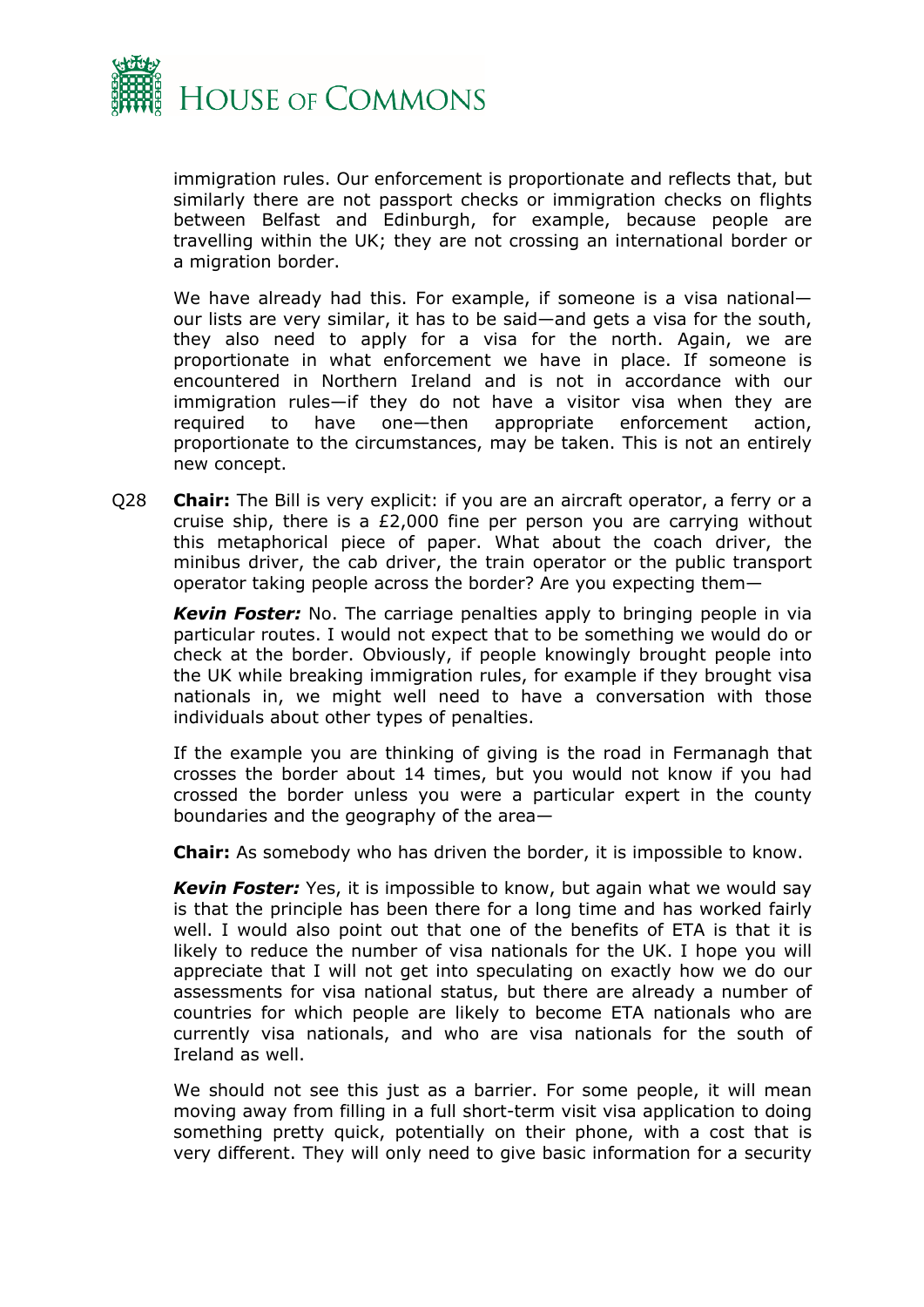immigration rules. Our enforcement is proportionate and reflects that, but similarly there are not passport checks or immigration checks on flights between Belfast and Edinburgh, for example, because people are travelling within the UK; they are not crossing an international border or a migration border.

We have already had this. For example, if someone is a visa national—our lists are very similar, it has to be said—and gets a visa for the south, they also need to apply for a visa for the north. Again, we are proportionate in what enforcement we have in place. If someone is encountered in Northern Ireland and is not in accordance with our immigration rules—if they do not have a visitor visa when they are required to have one—then appropriate enforcement action, proportionate to the circumstances, may be taken. This is not an entirely new concept.

Q28 **Chair:** The Bill is very explicit: if you are an aircraft operator, a ferry or a cruise ship, there is a £2,000 fine per person you are carrying without this metaphorical piece of paper. What about the coach driver, the minibus driver, the cab driver, the train operator or the public transport operator taking people across the border? Are you expecting them—

***Kevin Foster:*** No. The carriage penalties apply to bringing people in via particular routes. I would not expect that to be something we would do or check at the border. Obviously, if people knowingly brought people into the UK while breaking immigration rules, for example if they brought visa nationals in, we might well need to have a conversation with those individuals about other types of penalties.

If the example you are thinking of giving is the road in Fermanagh that crosses the border about 14 times, but you would not know if you had crossed the border unless you were a particular expert in the county boundaries and the geography of the area—

**Chair:** As somebody who has driven the border, it is impossible to know.

***Kevin Foster:*** Yes, it is impossible to know, but again what we would say is that the principle has been there for a long time and has worked fairly well. I would also point out that one of the benefits of ETA is that it is likely to reduce the number of visa nationals for the UK. I hope you will appreciate that I will not get into speculating on exactly how we do our assessments for visa national status, but there are already a number of countries for which people are likely to become ETA nationals who are currently visa nationals, and who are visa nationals for the south of Ireland as well.

We should not see this just as a barrier. For some people, it will mean moving away from filling in a full short-term visit visa application to doing something pretty quick, potentially on their phone, with a cost that is very different. They will only need to give basic information for a security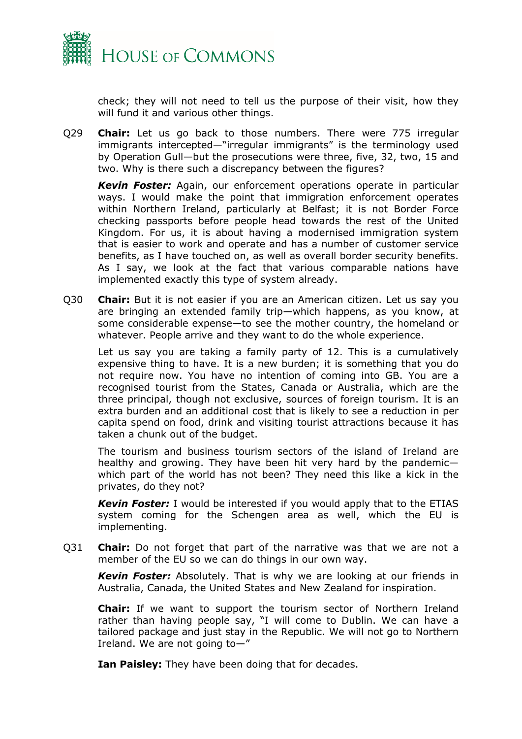check; they will not need to tell us the purpose of their visit, how they will fund it and various other things.

Q29 **Chair:** Let us go back to those numbers. There were 775 irregular immigrants intercepted—"irregular immigrants" is the terminology used by Operation Gull—but the prosecutions were three, five, 32, two, 15 and two. Why is there such a discrepancy between the figures?

***Kevin Foster:*** Again, our enforcement operations operate in particular ways. I would make the point that immigration enforcement operates within Northern Ireland, particularly at Belfast; it is not Border Force checking passports before people head towards the rest of the United Kingdom. For us, it is about having a modernised immigration system that is easier to work and operate and has a number of customer service benefits, as I have touched on, as well as overall border security benefits. As I say, we look at the fact that various comparable nations have implemented exactly this type of system already.

Q30 **Chair:** But it is not easier if you are an American citizen. Let us say you are bringing an extended family trip—which happens, as you know, at some considerable expense—to see the mother country, the homeland or whatever. People arrive and they want to do the whole experience.

Let us say you are taking a family party of 12. This is a cumulatively expensive thing to have. It is a new burden; it is something that you do not require now. You have no intention of coming into GB. You are a recognised tourist from the States, Canada or Australia, which are the three principal, though not exclusive, sources of foreign tourism. It is an extra burden and an additional cost that is likely to see a reduction in per capita spend on food, drink and visiting tourist attractions because it has taken a chunk out of the budget.

The tourism and business tourism sectors of the island of Ireland are healthy and growing. They have been hit very hard by the pandemic—which part of the world has not been? They need this like a kick in the privates, do they not?

***Kevin Foster:*** I would be interested if you would apply that to the ETIAS system coming for the Schengen area as well, which the EU is implementing.

Q31 **Chair:** Do not forget that part of the narrative was that we are not a member of the EU so we can do things in our own way.

***Kevin Foster:*** Absolutely. That is why we are looking at our friends in Australia, Canada, the United States and New Zealand for inspiration.

**Chair:** If we want to support the tourism sector of Northern Ireland rather than having people say, "I will come to Dublin. We can have a tailored package and just stay in the Republic. We will not go to Northern Ireland. We are not going to—"

**Ian Paisley:** They have been doing that for decades.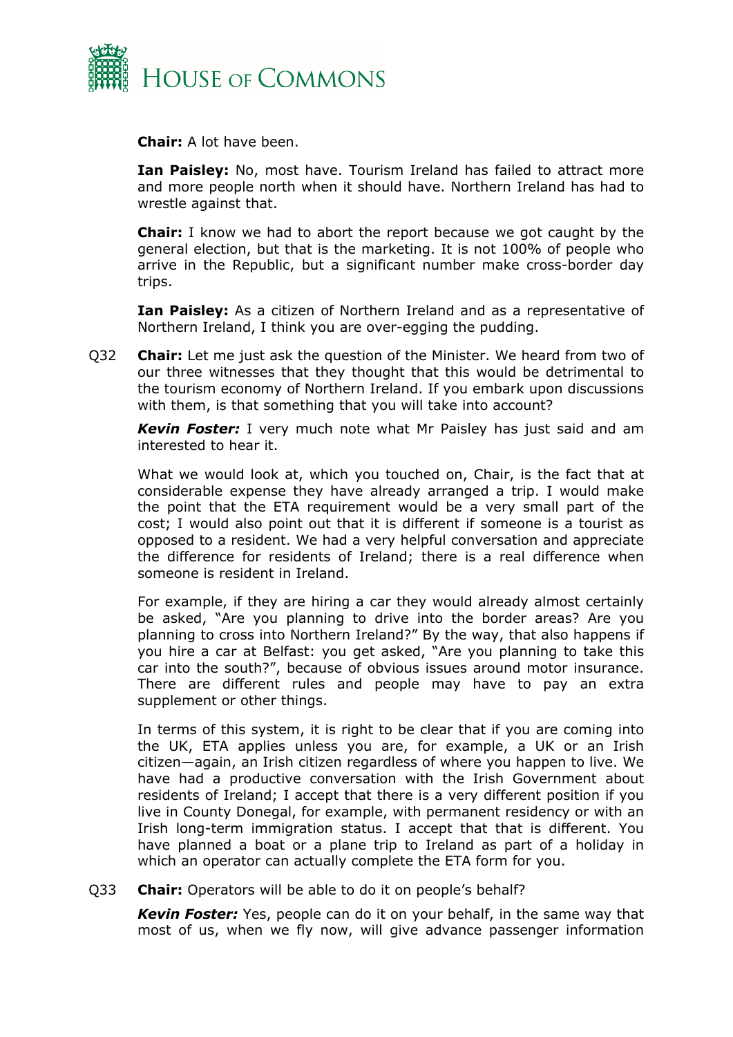**Chair:** A lot have been.

**Ian Paisley:** No, most have. Tourism Ireland has failed to attract more and more people north when it should have. Northern Ireland has had to wrestle against that.

**Chair:** I know we had to abort the report because we got caught by the general election, but that is the marketing. It is not 100% of people who arrive in the Republic, but a significant number make cross-border day trips.

**Ian Paisley:** As a citizen of Northern Ireland and as a representative of Northern Ireland, I think you are over-egging the pudding.

Q32 **Chair:** Let me just ask the question of the Minister. We heard from two of our three witnesses that they thought that this would be detrimental to the tourism economy of Northern Ireland. If you embark upon discussions with them, is that something that you will take into account?

***Kevin Foster:*** I very much note what Mr Paisley has just said and am interested to hear it.

What we would look at, which you touched on, Chair, is the fact that at considerable expense they have already arranged a trip. I would make the point that the ETA requirement would be a very small part of the cost; I would also point out that it is different if someone is a tourist as opposed to a resident. We had a very helpful conversation and appreciate the difference for residents of Ireland; there is a real difference when someone is resident in Ireland.

For example, if they are hiring a car they would already almost certainly be asked, "Are you planning to drive into the border areas? Are you planning to cross into Northern Ireland?" By the way, that also happens if you hire a car at Belfast: you get asked, "Are you planning to take this car into the south?", because of obvious issues around motor insurance. There are different rules and people may have to pay an extra supplement or other things.

In terms of this system, it is right to be clear that if you are coming into the UK, ETA applies unless you are, for example, a UK or an Irish citizen—again, an Irish citizen regardless of where you happen to live. We have had a productive conversation with the Irish Government about residents of Ireland; I accept that there is a very different position if you live in County Donegal, for example, with permanent residency or with an Irish long-term immigration status. I accept that that is different. You have planned a boat or a plane trip to Ireland as part of a holiday in which an operator can actually complete the ETA form for you.

Q33 **Chair:** Operators will be able to do it on people's behalf?

***Kevin Foster:*** Yes, people can do it on your behalf, in the same way that most of us, when we fly now, will give advance passenger information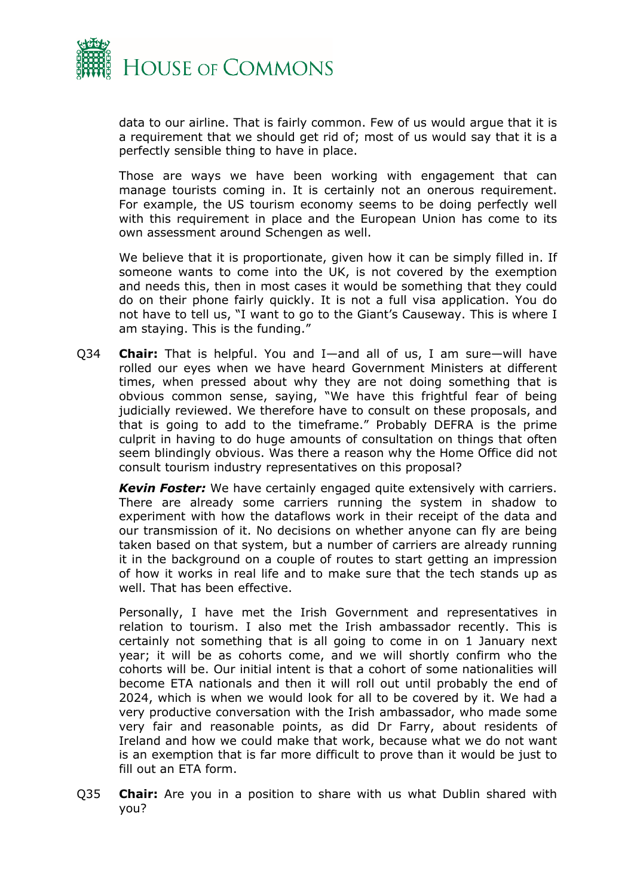data to our airline. That is fairly common. Few of us would argue that it is a requirement that we should get rid of; most of us would say that it is a perfectly sensible thing to have in place.

Those are ways we have been working with engagement that can manage tourists coming in. It is certainly not an onerous requirement. For example, the US tourism economy seems to be doing perfectly well with this requirement in place and the European Union has come to its own assessment around Schengen as well.

We believe that it is proportionate, given how it can be simply filled in. If someone wants to come into the UK, is not covered by the exemption and needs this, then in most cases it would be something that they could do on their phone fairly quickly. It is not a full visa application. You do not have to tell us, "I want to go to the Giant's Causeway. This is where I am staying. This is the funding."

Q34 **Chair:** That is helpful. You and I—and all of us, I am sure—will have rolled our eyes when we have heard Government Ministers at different times, when pressed about why they are not doing something that is obvious common sense, saying, "We have this frightful fear of being judicially reviewed. We therefore have to consult on these proposals, and that is going to add to the timeframe." Probably DEFRA is the prime culprit in having to do huge amounts of consultation on things that often seem blindingly obvious. Was there a reason why the Home Office did not consult tourism industry representatives on this proposal?

***Kevin Foster:*** We have certainly engaged quite extensively with carriers. There are already some carriers running the system in shadow to experiment with how the dataflows work in their receipt of the data and our transmission of it. No decisions on whether anyone can fly are being taken based on that system, but a number of carriers are already running it in the background on a couple of routes to start getting an impression of how it works in real life and to make sure that the tech stands up as well. That has been effective.

Personally, I have met the Irish Government and representatives in relation to tourism. I also met the Irish ambassador recently. This is certainly not something that is all going to come in on 1 January next year; it will be as cohorts come, and we will shortly confirm who the cohorts will be. Our initial intent is that a cohort of some nationalities will become ETA nationals and then it will roll out until probably the end of 2024, which is when we would look for all to be covered by it. We had a very productive conversation with the Irish ambassador, who made some very fair and reasonable points, as did Dr Farry, about residents of Ireland and how we could make that work, because what we do not want is an exemption that is far more difficult to prove than it would be just to fill out an ETA form.

Q35 **Chair:** Are you in a position to share with us what Dublin shared with you?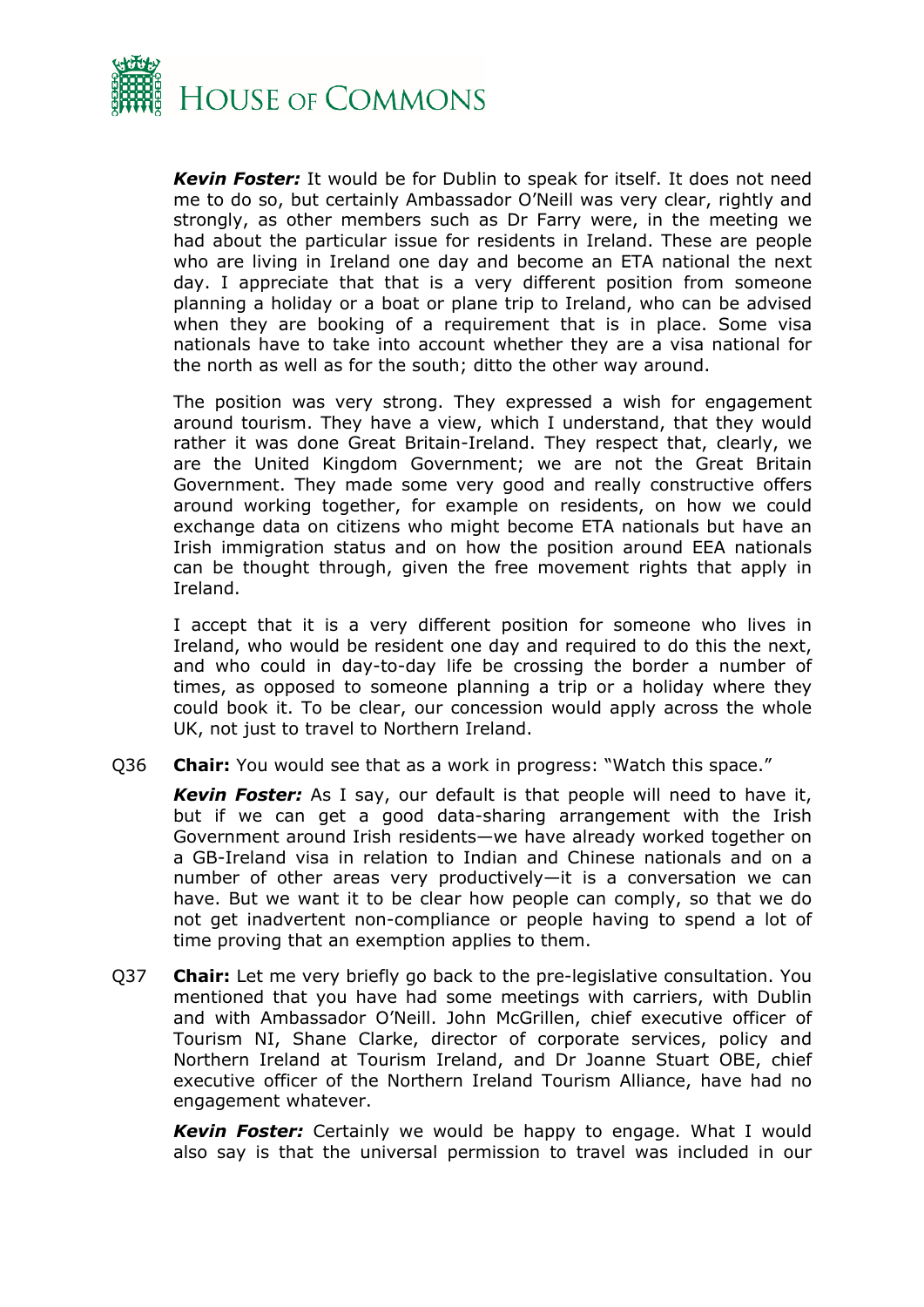***Kevin Foster:*** It would be for Dublin to speak for itself. It does not need me to do so, but certainly Ambassador O'Neill was very clear, rightly and strongly, as other members such as Dr Farry were, in the meeting we had about the particular issue for residents in Ireland. These are people who are living in Ireland one day and become an ETA national the next day. I appreciate that that is a very different position from someone planning a holiday or a boat or plane trip to Ireland, who can be advised when they are booking of a requirement that is in place. Some visa nationals have to take into account whether they are a visa national for the north as well as for the south; ditto the other way around.

The position was very strong. They expressed a wish for engagement around tourism. They have a view, which I understand, that they would rather it was done Great Britain-Ireland. They respect that, clearly, we are the United Kingdom Government; we are not the Great Britain Government. They made some very good and really constructive offers around working together, for example on residents, on how we could exchange data on citizens who might become ETA nationals but have an Irish immigration status and on how the position around EEA nationals can be thought through, given the free movement rights that apply in Ireland.

I accept that it is a very different position for someone who lives in Ireland, who would be resident one day and required to do this the next, and who could in day-to-day life be crossing the border a number of times, as opposed to someone planning a trip or a holiday where they could book it. To be clear, our concession would apply across the whole UK, not just to travel to Northern Ireland.

Q36 **Chair:** You would see that as a work in progress: "Watch this space."

***Kevin Foster:*** As I say, our default is that people will need to have it, but if we can get a good data-sharing arrangement with the Irish Government around Irish residents—we have already worked together on a GB-Ireland visa in relation to Indian and Chinese nationals and on a number of other areas very productively—it is a conversation we can have. But we want it to be clear how people can comply, so that we do not get inadvertent non-compliance or people having to spend a lot of time proving that an exemption applies to them.

Q37 **Chair:** Let me very briefly go back to the pre-legislative consultation. You mentioned that you have had some meetings with carriers, with Dublin and with Ambassador O'Neill. John McGrillen, chief executive officer of Tourism NI, Shane Clarke, director of corporate services, policy and Northern Ireland at Tourism Ireland, and Dr Joanne Stuart OBE, chief executive officer of the Northern Ireland Tourism Alliance, have had no engagement whatever.

***Kevin Foster:*** Certainly we would be happy to engage. What I would also say is that the universal permission to travel was included in our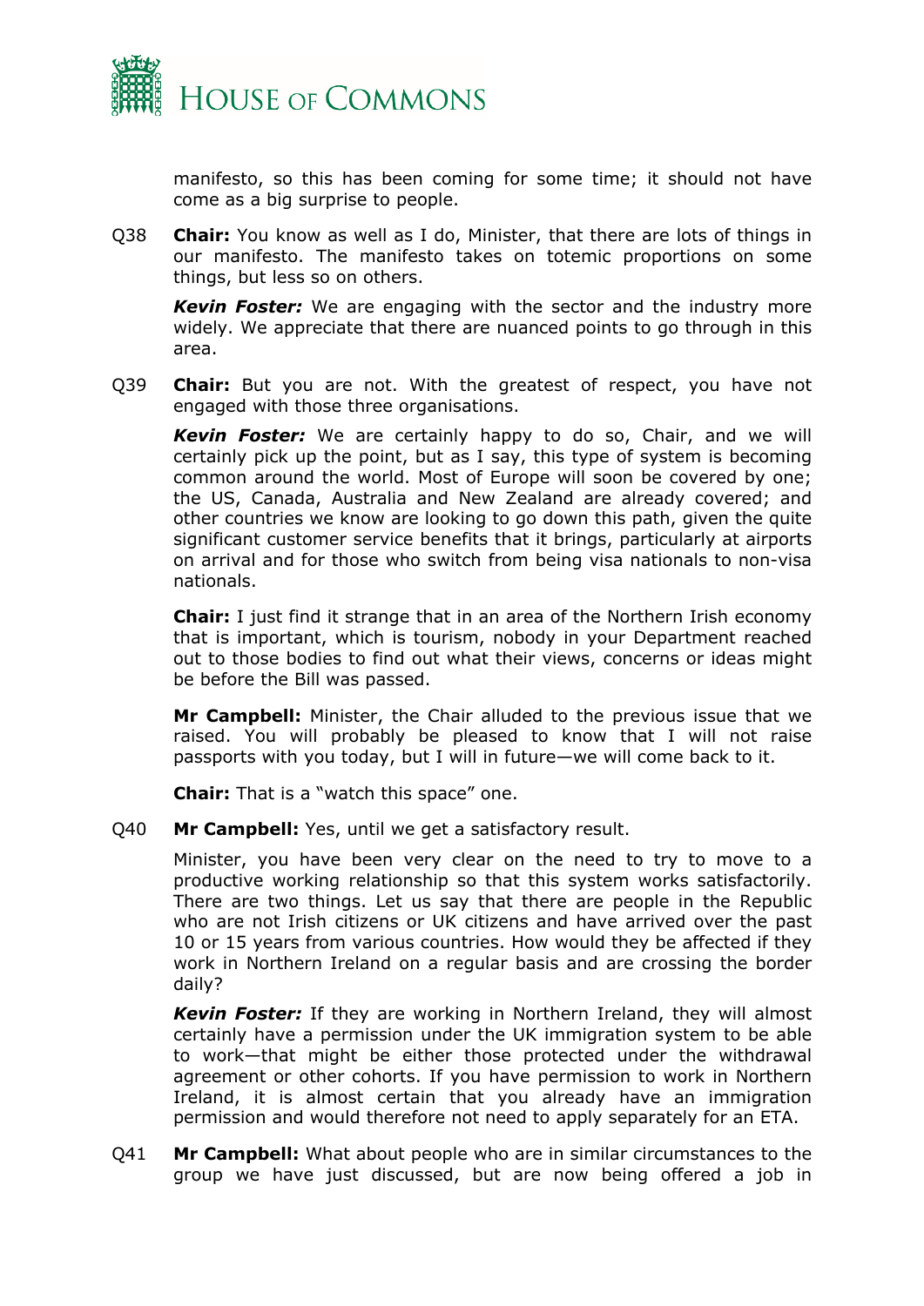manifesto, so this has been coming for some time; it should not have come as a big surprise to people.

Q38 **Chair:** You know as well as I do, Minister, that there are lots of things in our manifesto. The manifesto takes on totemic proportions on some things, but less so on others.

***Kevin Foster:*** We are engaging with the sector and the industry more widely. We appreciate that there are nuanced points to go through in this area.

Q39 **Chair:** But you are not. With the greatest of respect, you have not engaged with those three organisations.

***Kevin Foster:*** We are certainly happy to do so, Chair, and we will certainly pick up the point, but as I say, this type of system is becoming common around the world. Most of Europe will soon be covered by one; the US, Canada, Australia and New Zealand are already covered; and other countries we know are looking to go down this path, given the quite significant customer service benefits that it brings, particularly at airports on arrival and for those who switch from being visa nationals to non-visa nationals.

**Chair:** I just find it strange that in an area of the Northern Irish economy that is important, which is tourism, nobody in your Department reached out to those bodies to find out what their views, concerns or ideas might be before the Bill was passed.

**Mr Campbell:** Minister, the Chair alluded to the previous issue that we raised. You will probably be pleased to know that I will not raise passports with you today, but I will in future—we will come back to it.

**Chair:** That is a "watch this space" one.

Q40 **Mr Campbell:** Yes, until we get a satisfactory result.

Minister, you have been very clear on the need to try to move to a productive working relationship so that this system works satisfactorily. There are two things. Let us say that there are people in the Republic who are not Irish citizens or UK citizens and have arrived over the past 10 or 15 years from various countries. How would they be affected if they work in Northern Ireland on a regular basis and are crossing the border daily?

***Kevin Foster:*** If they are working in Northern Ireland, they will almost certainly have a permission under the UK immigration system to be able to work—that might be either those protected under the withdrawal agreement or other cohorts. If you have permission to work in Northern Ireland, it is almost certain that you already have an immigration permission and would therefore not need to apply separately for an ETA.

Q41 **Mr Campbell:** What about people who are in similar circumstances to the group we have just discussed, but are now being offered a job in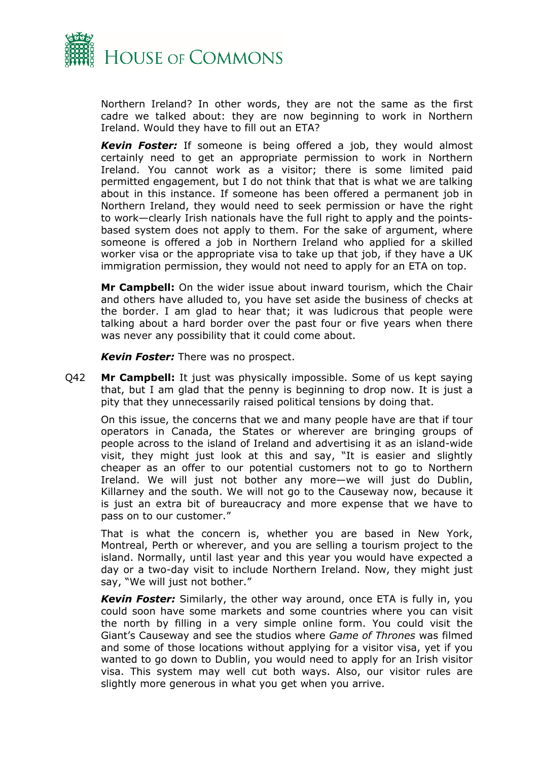Northern Ireland? In other words, they are not the same as the first cadre we talked about: they are now beginning to work in Northern Ireland. Would they have to fill out an ETA?

***Kevin Foster:*** If someone is being offered a job, they would almost certainly need to get an appropriate permission to work in Northern Ireland. You cannot work as a visitor; there is some limited paid permitted engagement, but I do not think that that is what we are talking about in this instance. If someone has been offered a permanent job in Northern Ireland, they would need to seek permission or have the right to work—clearly Irish nationals have the full right to apply and the points-based system does not apply to them. For the sake of argument, where someone is offered a job in Northern Ireland who applied for a skilled worker visa or the appropriate visa to take up that job, if they have a UK immigration permission, they would not need to apply for an ETA on top.

**Mr Campbell:** On the wider issue about inward tourism, which the Chair and others have alluded to, you have set aside the business of checks at the border. I am glad to hear that; it was ludicrous that people were talking about a hard border over the past four or five years when there was never any possibility that it could come about.

***Kevin Foster:*** There was no prospect.

Q42 **Mr Campbell:** It just was physically impossible. Some of us kept saying that, but I am glad that the penny is beginning to drop now. It is just a pity that they unnecessarily raised political tensions by doing that.

On this issue, the concerns that we and many people have are that if tour operators in Canada, the States or wherever are bringing groups of people across to the island of Ireland and advertising it as an island-wide visit, they might just look at this and say, "It is easier and slightly cheaper as an offer to our potential customers not to go to Northern Ireland. We will just not bother any more—we will just do Dublin, Killarney and the south. We will not go to the Causeway now, because it is just an extra bit of bureaucracy and more expense that we have to pass on to our customer."

That is what the concern is, whether you are based in New York, Montreal, Perth or wherever, and you are selling a tourism project to the island. Normally, until last year and this year you would have expected a day or a two-day visit to include Northern Ireland. Now, they might just say, "We will just not bother."

***Kevin Foster:*** Similarly, the other way around, once ETA is fully in, you could soon have some markets and some countries where you can visit the north by filling in a very simple online form. You could visit the Giant's Causeway and see the studios where *Game of Thrones* was filmed and some of those locations without applying for a visitor visa, yet if you wanted to go down to Dublin, you would need to apply for an Irish visitor visa. This system may well cut both ways. Also, our visitor rules are slightly more generous in what you get when you arrive.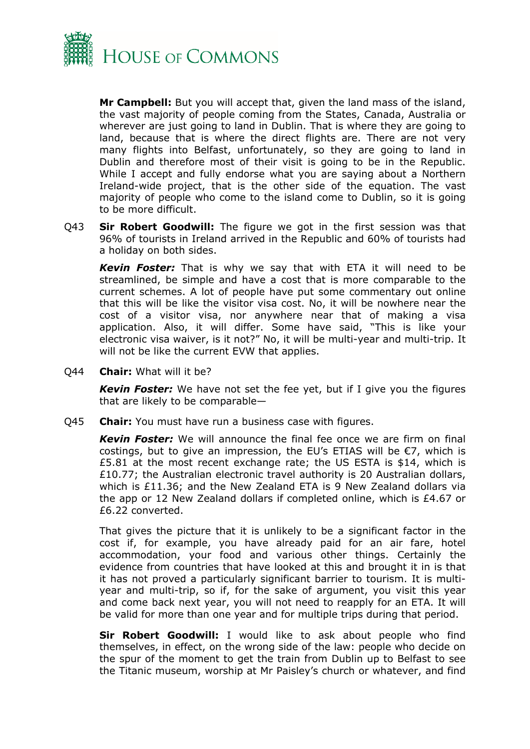**Mr Campbell:** But you will accept that, given the land mass of the island, the vast majority of people coming from the States, Canada, Australia or wherever are just going to land in Dublin. That is where they are going to land, because that is where the direct flights are. There are not very many flights into Belfast, unfortunately, so they are going to land in Dublin and therefore most of their visit is going to be in the Republic. While I accept and fully endorse what you are saying about a Northern Ireland-wide project, that is the other side of the equation. The vast majority of people who come to the island come to Dublin, so it is going to be more difficult.

Q43 **Sir Robert Goodwill:** The figure we got in the first session was that 96% of tourists in Ireland arrived in the Republic and 60% of tourists had a holiday on both sides.

***Kevin Foster:*** That is why we say that with ETA it will need to be streamlined, be simple and have a cost that is more comparable to the current schemes. A lot of people have put some commentary out online that this will be like the visitor visa cost. No, it will be nowhere near the cost of a visitor visa, nor anywhere near that of making a visa application. Also, it will differ. Some have said, "This is like your electronic visa waiver, is it not?" No, it will be multi-year and multi-trip. It will not be like the current EVW that applies.

Q44 **Chair:** What will it be?

***Kevin Foster:*** We have not set the fee yet, but if I give you the figures that are likely to be comparable—

Q45 **Chair:** You must have run a business case with figures.

***Kevin Foster:*** We will announce the final fee once we are firm on final costings, but to give an impression, the EU's ETIAS will be €7, which is £5.81 at the most recent exchange rate; the US ESTA is $14, which is £10.77; the Australian electronic travel authority is 20 Australian dollars, which is £11.36; and the New Zealand ETA is 9 New Zealand dollars via the app or 12 New Zealand dollars if completed online, which is £4.67 or £6.22 converted.

That gives the picture that it is unlikely to be a significant factor in the cost if, for example, you have already paid for an air fare, hotel accommodation, your food and various other things. Certainly the evidence from countries that have looked at this and brought it in is that it has not proved a particularly significant barrier to tourism. It is multi-year and multi-trip, so if, for the sake of argument, you visit this year and come back next year, you will not need to reapply for an ETA. It will be valid for more than one year and for multiple trips during that period.

**Sir Robert Goodwill:** I would like to ask about people who find themselves, in effect, on the wrong side of the law: people who decide on the spur of the moment to get the train from Dublin up to Belfast to see the Titanic museum, worship at Mr Paisley's church or whatever, and find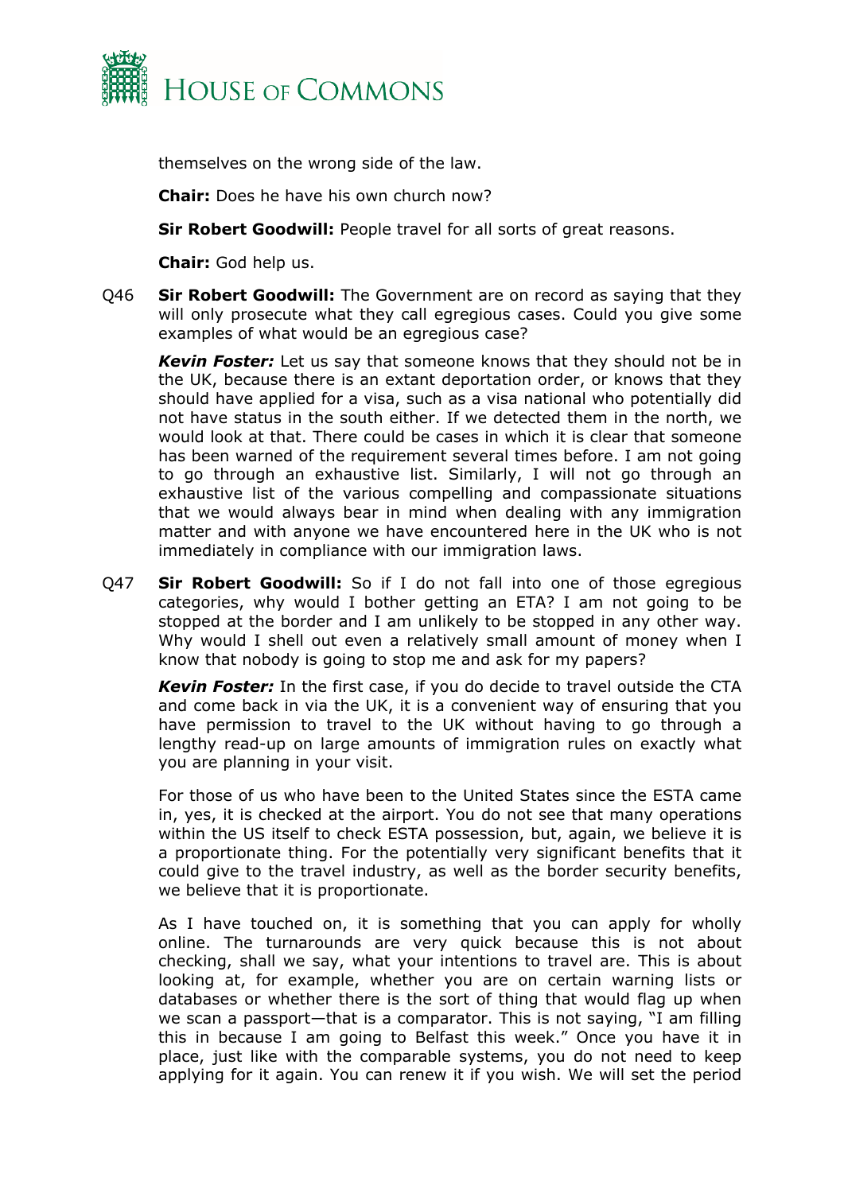themselves on the wrong side of the law.

**Chair:** Does he have his own church now?

**Sir Robert Goodwill:** People travel for all sorts of great reasons.

**Chair:** God help us.

Q46 **Sir Robert Goodwill:** The Government are on record as saying that they will only prosecute what they call egregious cases. Could you give some examples of what would be an egregious case?

***Kevin Foster:*** Let us say that someone knows that they should not be in the UK, because there is an extant deportation order, or knows that they should have applied for a visa, such as a visa national who potentially did not have status in the south either. If we detected them in the north, we would look at that. There could be cases in which it is clear that someone has been warned of the requirement several times before. I am not going to go through an exhaustive list. Similarly, I will not go through an exhaustive list of the various compelling and compassionate situations that we would always bear in mind when dealing with any immigration matter and with anyone we have encountered here in the UK who is not immediately in compliance with our immigration laws.

Q47 **Sir Robert Goodwill:** So if I do not fall into one of those egregious categories, why would I bother getting an ETA? I am not going to be stopped at the border and I am unlikely to be stopped in any other way. Why would I shell out even a relatively small amount of money when I know that nobody is going to stop me and ask for my papers?

***Kevin Foster:*** In the first case, if you do decide to travel outside the CTA and come back in via the UK, it is a convenient way of ensuring that you have permission to travel to the UK without having to go through a lengthy read-up on large amounts of immigration rules on exactly what you are planning in your visit.

For those of us who have been to the United States since the ESTA came in, yes, it is checked at the airport. You do not see that many operations within the US itself to check ESTA possession, but, again, we believe it is a proportionate thing. For the potentially very significant benefits that it could give to the travel industry, as well as the border security benefits, we believe that it is proportionate.

As I have touched on, it is something that you can apply for wholly online. The turnarounds are very quick because this is not about checking, shall we say, what your intentions to travel are. This is about looking at, for example, whether you are on certain warning lists or databases or whether there is the sort of thing that would flag up when we scan a passport—that is a comparator. This is not saying, "I am filling this in because I am going to Belfast this week." Once you have it in place, just like with the comparable systems, you do not need to keep applying for it again. You can renew it if you wish. We will set the period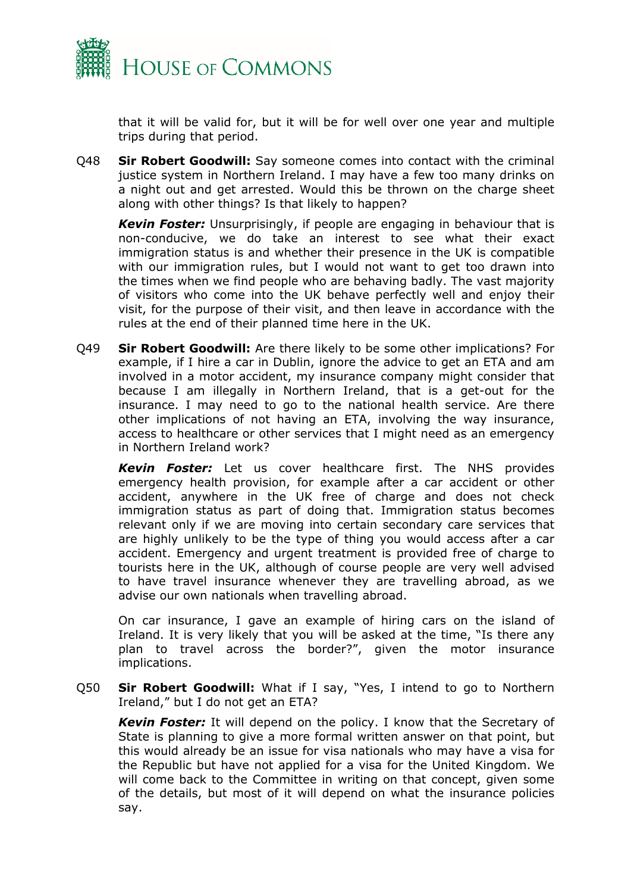that it will be valid for, but it will be for well over one year and multiple trips during that period.

Q48 **Sir Robert Goodwill:** Say someone comes into contact with the criminal justice system in Northern Ireland. I may have a few too many drinks on a night out and get arrested. Would this be thrown on the charge sheet along with other things? Is that likely to happen?

***Kevin Foster:*** Unsurprisingly, if people are engaging in behaviour that is non-conducive, we do take an interest to see what their exact immigration status is and whether their presence in the UK is compatible with our immigration rules, but I would not want to get too drawn into the times when we find people who are behaving badly. The vast majority of visitors who come into the UK behave perfectly well and enjoy their visit, for the purpose of their visit, and then leave in accordance with the rules at the end of their planned time here in the UK.

Q49 **Sir Robert Goodwill:** Are there likely to be some other implications? For example, if I hire a car in Dublin, ignore the advice to get an ETA and am involved in a motor accident, my insurance company might consider that because I am illegally in Northern Ireland, that is a get-out for the insurance. I may need to go to the national health service. Are there other implications of not having an ETA, involving the way insurance, access to healthcare or other services that I might need as an emergency in Northern Ireland work?

***Kevin Foster:*** Let us cover healthcare first. The NHS provides emergency health provision, for example after a car accident or other accident, anywhere in the UK free of charge and does not check immigration status as part of doing that. Immigration status becomes relevant only if we are moving into certain secondary care services that are highly unlikely to be the type of thing you would access after a car accident. Emergency and urgent treatment is provided free of charge to tourists here in the UK, although of course people are very well advised to have travel insurance whenever they are travelling abroad, as we advise our own nationals when travelling abroad.

On car insurance, I gave an example of hiring cars on the island of Ireland. It is very likely that you will be asked at the time, "Is there any plan to travel across the border?", given the motor insurance implications.

Q50 **Sir Robert Goodwill:** What if I say, "Yes, I intend to go to Northern Ireland," but I do not get an ETA?

***Kevin Foster:*** It will depend on the policy. I know that the Secretary of State is planning to give a more formal written answer on that point, but this would already be an issue for visa nationals who may have a visa for the Republic but have not applied for a visa for the United Kingdom. We will come back to the Committee in writing on that concept, given some of the details, but most of it will depend on what the insurance policies say.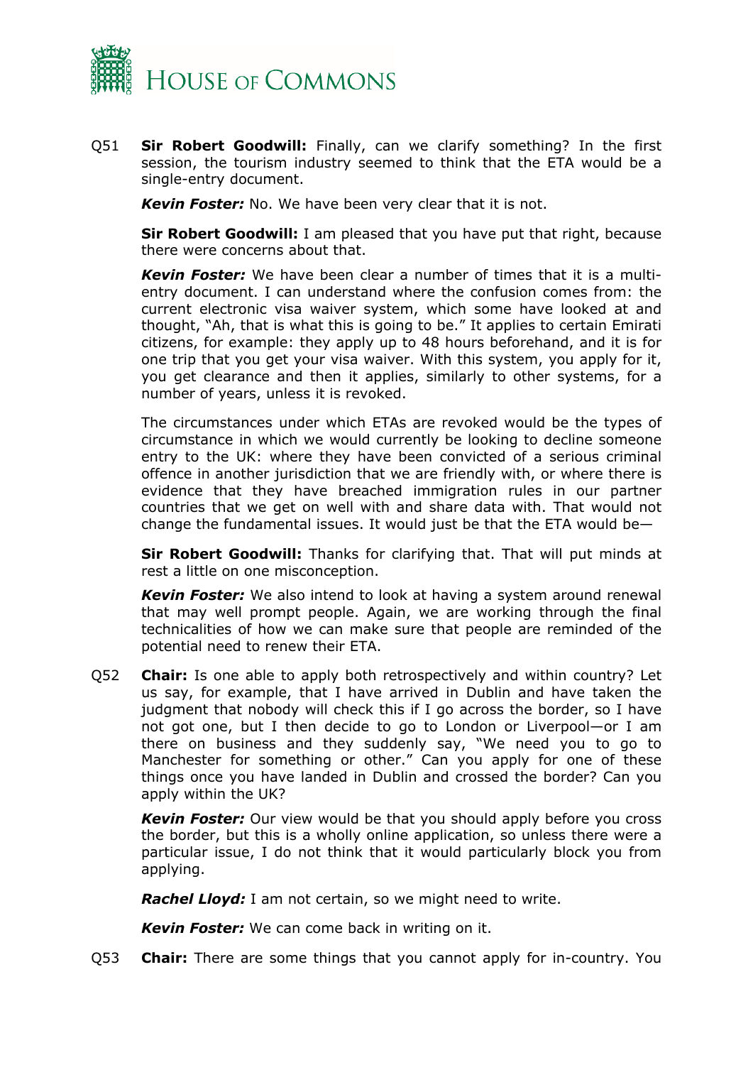Q51 **Sir Robert Goodwill:** Finally, can we clarify something? In the first session, the tourism industry seemed to think that the ETA would be a single-entry document.

***Kevin Foster:*** No. We have been very clear that it is not.

**Sir Robert Goodwill:** I am pleased that you have put that right, because there were concerns about that.

***Kevin Foster:*** We have been clear a number of times that it is a multi-entry document. I can understand where the confusion comes from: the current electronic visa waiver system, which some have looked at and thought, "Ah, that is what this is going to be." It applies to certain Emirati citizens, for example: they apply up to 48 hours beforehand, and it is for one trip that you get your visa waiver. With this system, you apply for it, you get clearance and then it applies, similarly to other systems, for a number of years, unless it is revoked.

The circumstances under which ETAs are revoked would be the types of circumstance in which we would currently be looking to decline someone entry to the UK: where they have been convicted of a serious criminal offence in another jurisdiction that we are friendly with, or where there is evidence that they have breached immigration rules in our partner countries that we get on well with and share data with. That would not change the fundamental issues. It would just be that the ETA would be—

**Sir Robert Goodwill:** Thanks for clarifying that. That will put minds at rest a little on one misconception.

***Kevin Foster:*** We also intend to look at having a system around renewal that may well prompt people. Again, we are working through the final technicalities of how we can make sure that people are reminded of the potential need to renew their ETA.

Q52 **Chair:** Is one able to apply both retrospectively and within country? Let us say, for example, that I have arrived in Dublin and have taken the judgment that nobody will check this if I go across the border, so I have not got one, but I then decide to go to London or Liverpool—or I am there on business and they suddenly say, "We need you to go to Manchester for something or other." Can you apply for one of these things once you have landed in Dublin and crossed the border? Can you apply within the UK?

***Kevin Foster:*** Our view would be that you should apply before you cross the border, but this is a wholly online application, so unless there were a particular issue, I do not think that it would particularly block you from applying.

***Rachel Lloyd:*** I am not certain, so we might need to write.

***Kevin Foster:*** We can come back in writing on it.

Q53 **Chair:** There are some things that you cannot apply for in-country. You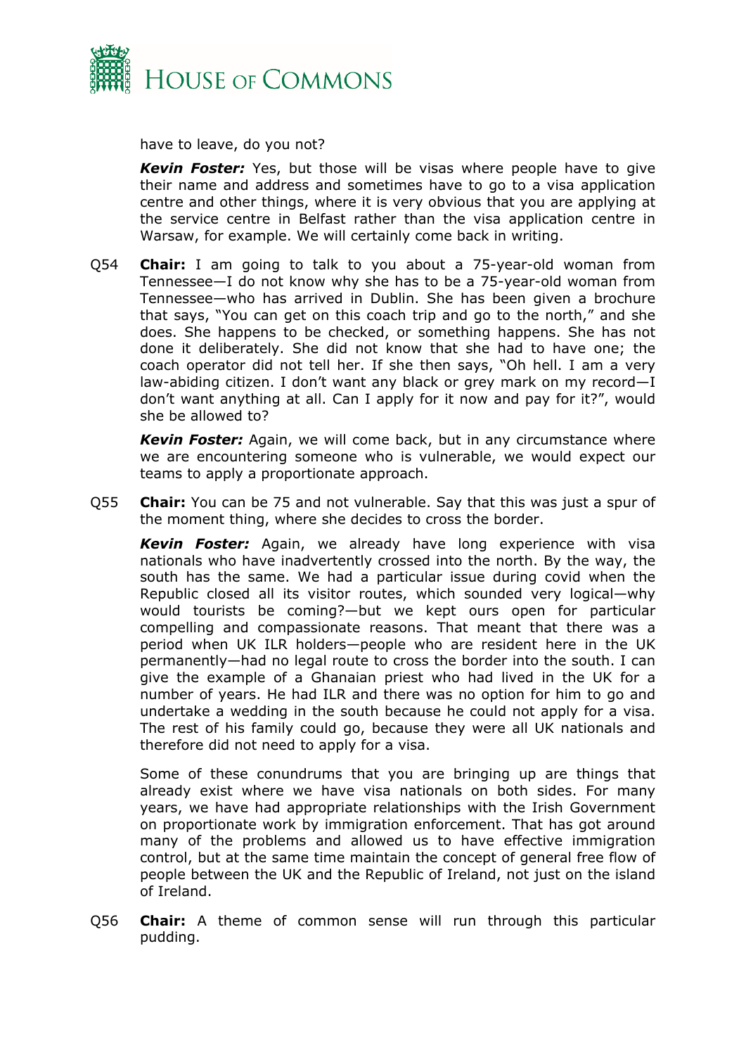have to leave, do you not?

***Kevin Foster:*** Yes, but those will be visas where people have to give their name and address and sometimes have to go to a visa application centre and other things, where it is very obvious that you are applying at the service centre in Belfast rather than the visa application centre in Warsaw, for example. We will certainly come back in writing.

Q54 **Chair:** I am going to talk to you about a 75-year-old woman from Tennessee—I do not know why she has to be a 75-year-old woman from Tennessee—who has arrived in Dublin. She has been given a brochure that says, "You can get on this coach trip and go to the north," and she does. She happens to be checked, or something happens. She has not done it deliberately. She did not know that she had to have one; the coach operator did not tell her. If she then says, "Oh hell. I am a very law-abiding citizen. I don't want any black or grey mark on my record—I don't want anything at all. Can I apply for it now and pay for it?", would she be allowed to?

***Kevin Foster:*** Again, we will come back, but in any circumstance where we are encountering someone who is vulnerable, we would expect our teams to apply a proportionate approach.

Q55 **Chair:** You can be 75 and not vulnerable. Say that this was just a spur of the moment thing, where she decides to cross the border.

***Kevin Foster:*** Again, we already have long experience with visa nationals who have inadvertently crossed into the north. By the way, the south has the same. We had a particular issue during covid when the Republic closed all its visitor routes, which sounded very logical—why would tourists be coming?—but we kept ours open for particular compelling and compassionate reasons. That meant that there was a period when UK ILR holders—people who are resident here in the UK permanently—had no legal route to cross the border into the south. I can give the example of a Ghanaian priest who had lived in the UK for a number of years. He had ILR and there was no option for him to go and undertake a wedding in the south because he could not apply for a visa. The rest of his family could go, because they were all UK nationals and therefore did not need to apply for a visa.

Some of these conundrums that you are bringing up are things that already exist where we have visa nationals on both sides. For many years, we have had appropriate relationships with the Irish Government on proportionate work by immigration enforcement. That has got around many of the problems and allowed us to have effective immigration control, but at the same time maintain the concept of general free flow of people between the UK and the Republic of Ireland, not just on the island of Ireland.

Q56 **Chair:** A theme of common sense will run through this particular pudding.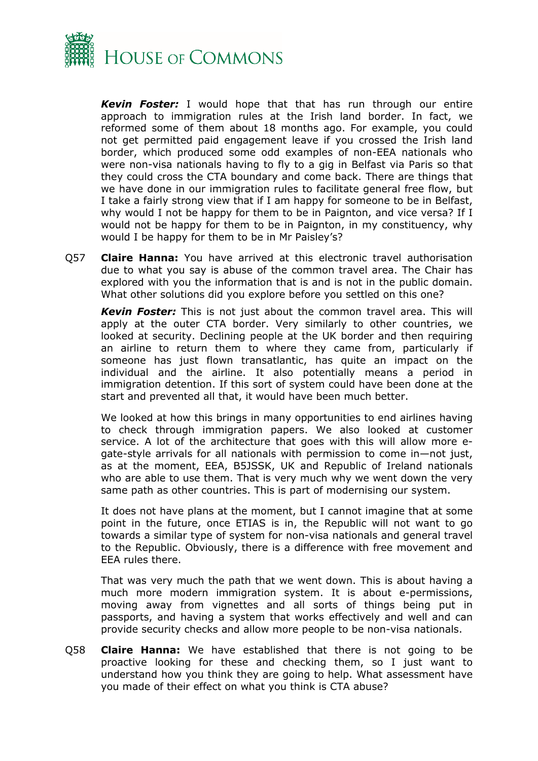***Kevin Foster:*** I would hope that that has run through our entire approach to immigration rules at the Irish land border. In fact, we reformed some of them about 18 months ago. For example, you could not get permitted paid engagement leave if you crossed the Irish land border, which produced some odd examples of non-EEA nationals who were non-visa nationals having to fly to a gig in Belfast via Paris so that they could cross the CTA boundary and come back. There are things that we have done in our immigration rules to facilitate general free flow, but I take a fairly strong view that if I am happy for someone to be in Belfast, why would I not be happy for them to be in Paignton, and vice versa? If I would not be happy for them to be in Paignton, in my constituency, why would I be happy for them to be in Mr Paisley's?

Q57 **Claire Hanna:** You have arrived at this electronic travel authorisation due to what you say is abuse of the common travel area. The Chair has explored with you the information that is and is not in the public domain. What other solutions did you explore before you settled on this one?

***Kevin Foster:*** This is not just about the common travel area. This will apply at the outer CTA border. Very similarly to other countries, we looked at security. Declining people at the UK border and then requiring an airline to return them to where they came from, particularly if someone has just flown transatlantic, has quite an impact on the individual and the airline. It also potentially means a period in immigration detention. If this sort of system could have been done at the start and prevented all that, it would have been much better.

We looked at how this brings in many opportunities to end airlines having to check through immigration papers. We also looked at customer service. A lot of the architecture that goes with this will allow more e-gate-style arrivals for all nationals with permission to come in—not just, as at the moment, EEA, B5JSSK, UK and Republic of Ireland nationals who are able to use them. That is very much why we went down the very same path as other countries. This is part of modernising our system.

It does not have plans at the moment, but I cannot imagine that at some point in the future, once ETIAS is in, the Republic will not want to go towards a similar type of system for non-visa nationals and general travel to the Republic. Obviously, there is a difference with free movement and EEA rules there.

That was very much the path that we went down. This is about having a much more modern immigration system. It is about e-permissions, moving away from vignettes and all sorts of things being put in passports, and having a system that works effectively and well and can provide security checks and allow more people to be non-visa nationals.

Q58 **Claire Hanna:** We have established that there is not going to be proactive looking for these and checking them, so I just want to understand how you think they are going to help. What assessment have you made of their effect on what you think is CTA abuse?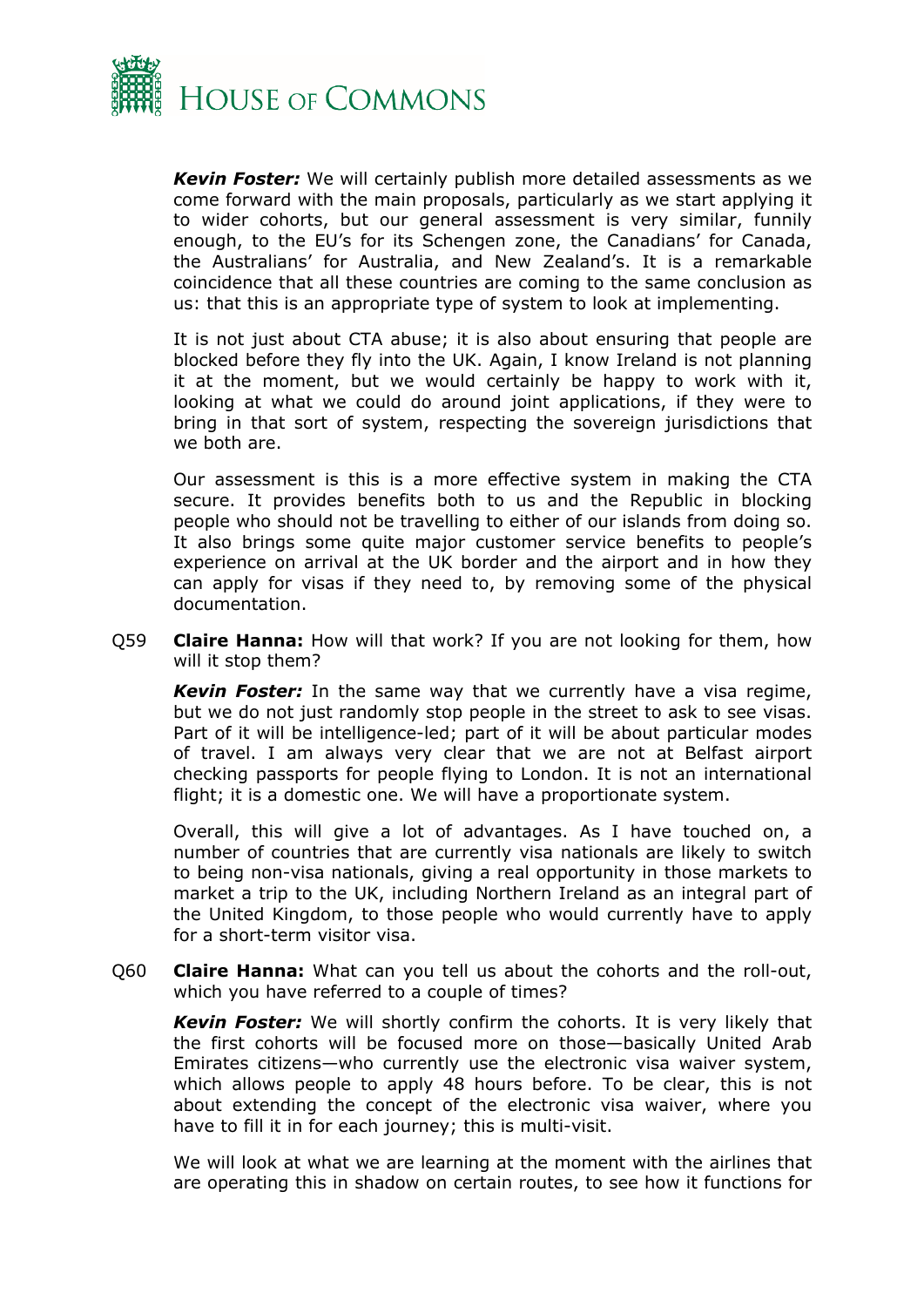***Kevin Foster:*** We will certainly publish more detailed assessments as we come forward with the main proposals, particularly as we start applying it to wider cohorts, but our general assessment is very similar, funnily enough, to the EU's for its Schengen zone, the Canadians' for Canada, the Australians' for Australia, and New Zealand's. It is a remarkable coincidence that all these countries are coming to the same conclusion as us: that this is an appropriate type of system to look at implementing.

It is not just about CTA abuse; it is also about ensuring that people are blocked before they fly into the UK. Again, I know Ireland is not planning it at the moment, but we would certainly be happy to work with it, looking at what we could do around joint applications, if they were to bring in that sort of system, respecting the sovereign jurisdictions that we both are.

Our assessment is this is a more effective system in making the CTA secure. It provides benefits both to us and the Republic in blocking people who should not be travelling to either of our islands from doing so. It also brings some quite major customer service benefits to people's experience on arrival at the UK border and the airport and in how they can apply for visas if they need to, by removing some of the physical documentation.

Q59 **Claire Hanna:** How will that work? If you are not looking for them, how will it stop them?

***Kevin Foster:*** In the same way that we currently have a visa regime, but we do not just randomly stop people in the street to ask to see visas. Part of it will be intelligence-led; part of it will be about particular modes of travel. I am always very clear that we are not at Belfast airport checking passports for people flying to London. It is not an international flight; it is a domestic one. We will have a proportionate system.

Overall, this will give a lot of advantages. As I have touched on, a number of countries that are currently visa nationals are likely to switch to being non-visa nationals, giving a real opportunity in those markets to market a trip to the UK, including Northern Ireland as an integral part of the United Kingdom, to those people who would currently have to apply for a short-term visitor visa.

Q60 **Claire Hanna:** What can you tell us about the cohorts and the roll-out, which you have referred to a couple of times?

***Kevin Foster:*** We will shortly confirm the cohorts. It is very likely that the first cohorts will be focused more on those—basically United Arab Emirates citizens—who currently use the electronic visa waiver system, which allows people to apply 48 hours before. To be clear, this is not about extending the concept of the electronic visa waiver, where you have to fill it in for each journey; this is multi-visit.

We will look at what we are learning at the moment with the airlines that are operating this in shadow on certain routes, to see how it functions for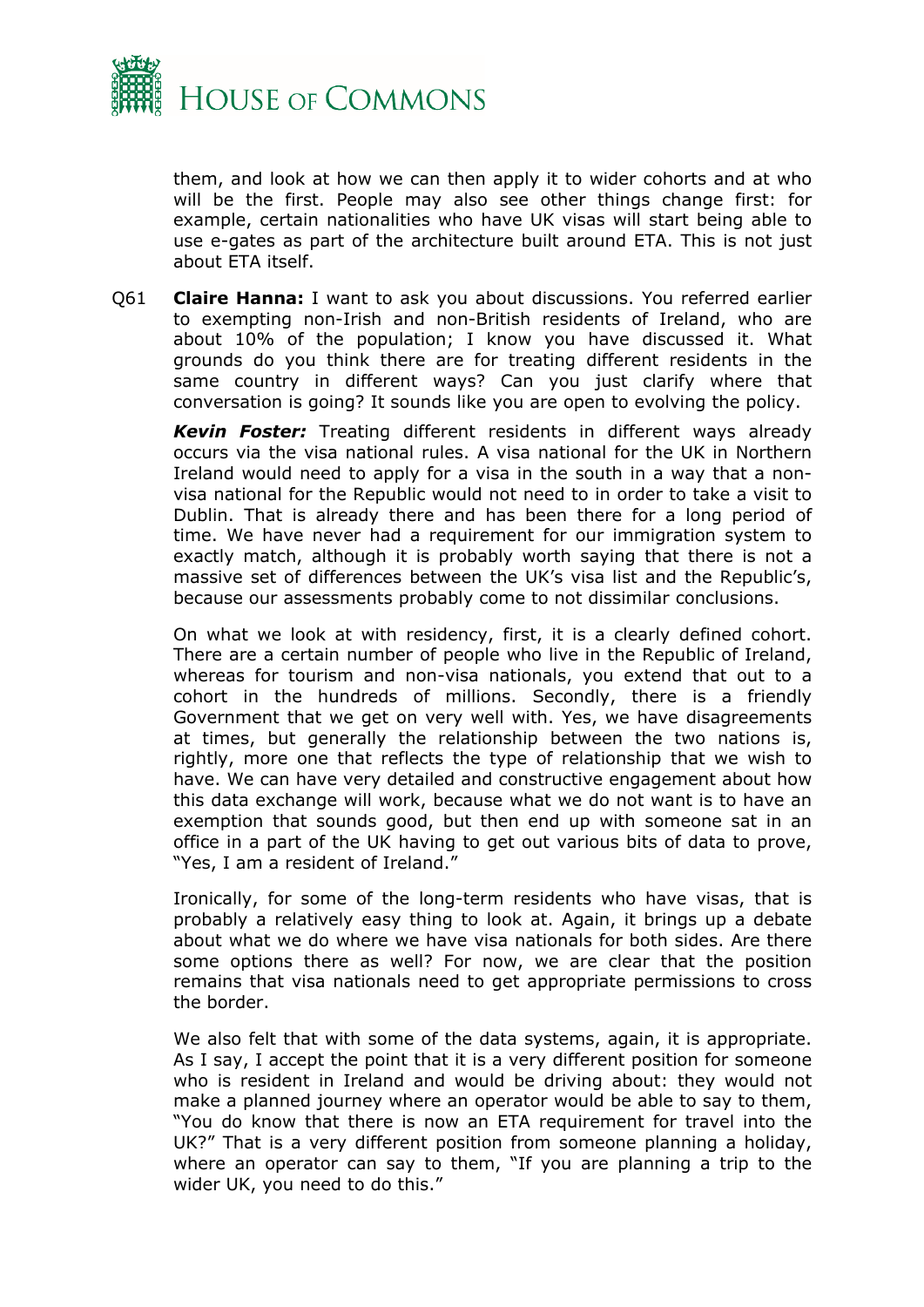them, and look at how we can then apply it to wider cohorts and at who will be the first. People may also see other things change first: for example, certain nationalities who have UK visas will start being able to use e-gates as part of the architecture built around ETA. This is not just about ETA itself.

Q61 **Claire Hanna:** I want to ask you about discussions. You referred earlier to exempting non-Irish and non-British residents of Ireland, who are about 10% of the population; I know you have discussed it. What grounds do you think there are for treating different residents in the same country in different ways? Can you just clarify where that conversation is going? It sounds like you are open to evolving the policy.

***Kevin Foster:*** Treating different residents in different ways already occurs via the visa national rules. A visa national for the UK in Northern Ireland would need to apply for a visa in the south in a way that a non-visa national for the Republic would not need to in order to take a visit to Dublin. That is already there and has been there for a long period of time. We have never had a requirement for our immigration system to exactly match, although it is probably worth saying that there is not a massive set of differences between the UK's visa list and the Republic's, because our assessments probably come to not dissimilar conclusions.

On what we look at with residency, first, it is a clearly defined cohort. There are a certain number of people who live in the Republic of Ireland, whereas for tourism and non-visa nationals, you extend that out to a cohort in the hundreds of millions. Secondly, there is a friendly Government that we get on very well with. Yes, we have disagreements at times, but generally the relationship between the two nations is, rightly, more one that reflects the type of relationship that we wish to have. We can have very detailed and constructive engagement about how this data exchange will work, because what we do not want is to have an exemption that sounds good, but then end up with someone sat in an office in a part of the UK having to get out various bits of data to prove, "Yes, I am a resident of Ireland."

Ironically, for some of the long-term residents who have visas, that is probably a relatively easy thing to look at. Again, it brings up a debate about what we do where we have visa nationals for both sides. Are there some options there as well? For now, we are clear that the position remains that visa nationals need to get appropriate permissions to cross the border.

We also felt that with some of the data systems, again, it is appropriate. As I say, I accept the point that it is a very different position for someone who is resident in Ireland and would be driving about: they would not make a planned journey where an operator would be able to say to them, "You do know that there is now an ETA requirement for travel into the UK?" That is a very different position from someone planning a holiday, where an operator can say to them, "If you are planning a trip to the wider UK, you need to do this."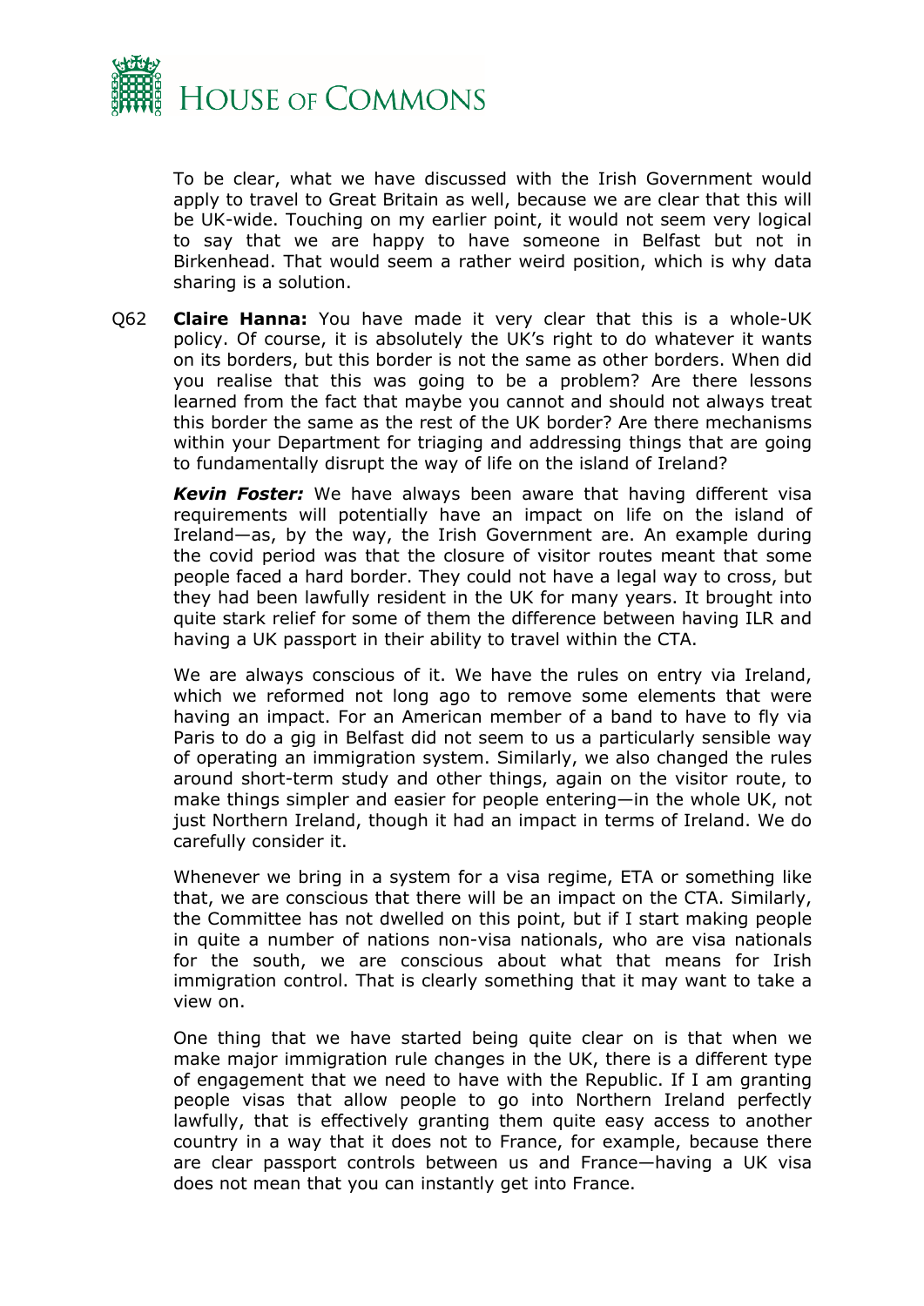To be clear, what we have discussed with the Irish Government would apply to travel to Great Britain as well, because we are clear that this will be UK-wide. Touching on my earlier point, it would not seem very logical to say that we are happy to have someone in Belfast but not in Birkenhead. That would seem a rather weird position, which is why data sharing is a solution.

Q62 **Claire Hanna:** You have made it very clear that this is a whole-UK policy. Of course, it is absolutely the UK's right to do whatever it wants on its borders, but this border is not the same as other borders. When did you realise that this was going to be a problem? Are there lessons learned from the fact that maybe you cannot and should not always treat this border the same as the rest of the UK border? Are there mechanisms within your Department for triaging and addressing things that are going to fundamentally disrupt the way of life on the island of Ireland?

***Kevin Foster:*** We have always been aware that having different visa requirements will potentially have an impact on life on the island of Ireland—as, by the way, the Irish Government are. An example during the covid period was that the closure of visitor routes meant that some people faced a hard border. They could not have a legal way to cross, but they had been lawfully resident in the UK for many years. It brought into quite stark relief for some of them the difference between having ILR and having a UK passport in their ability to travel within the CTA.

We are always conscious of it. We have the rules on entry via Ireland, which we reformed not long ago to remove some elements that were having an impact. For an American member of a band to have to fly via Paris to do a gig in Belfast did not seem to us a particularly sensible way of operating an immigration system. Similarly, we also changed the rules around short-term study and other things, again on the visitor route, to make things simpler and easier for people entering—in the whole UK, not just Northern Ireland, though it had an impact in terms of Ireland. We do carefully consider it.

Whenever we bring in a system for a visa regime, ETA or something like that, we are conscious that there will be an impact on the CTA. Similarly, the Committee has not dwelled on this point, but if I start making people in quite a number of nations non-visa nationals, who are visa nationals for the south, we are conscious about what that means for Irish immigration control. That is clearly something that it may want to take a view on.

One thing that we have started being quite clear on is that when we make major immigration rule changes in the UK, there is a different type of engagement that we need to have with the Republic. If I am granting people visas that allow people to go into Northern Ireland perfectly lawfully, that is effectively granting them quite easy access to another country in a way that it does not to France, for example, because there are clear passport controls between us and France—having a UK visa does not mean that you can instantly get into France.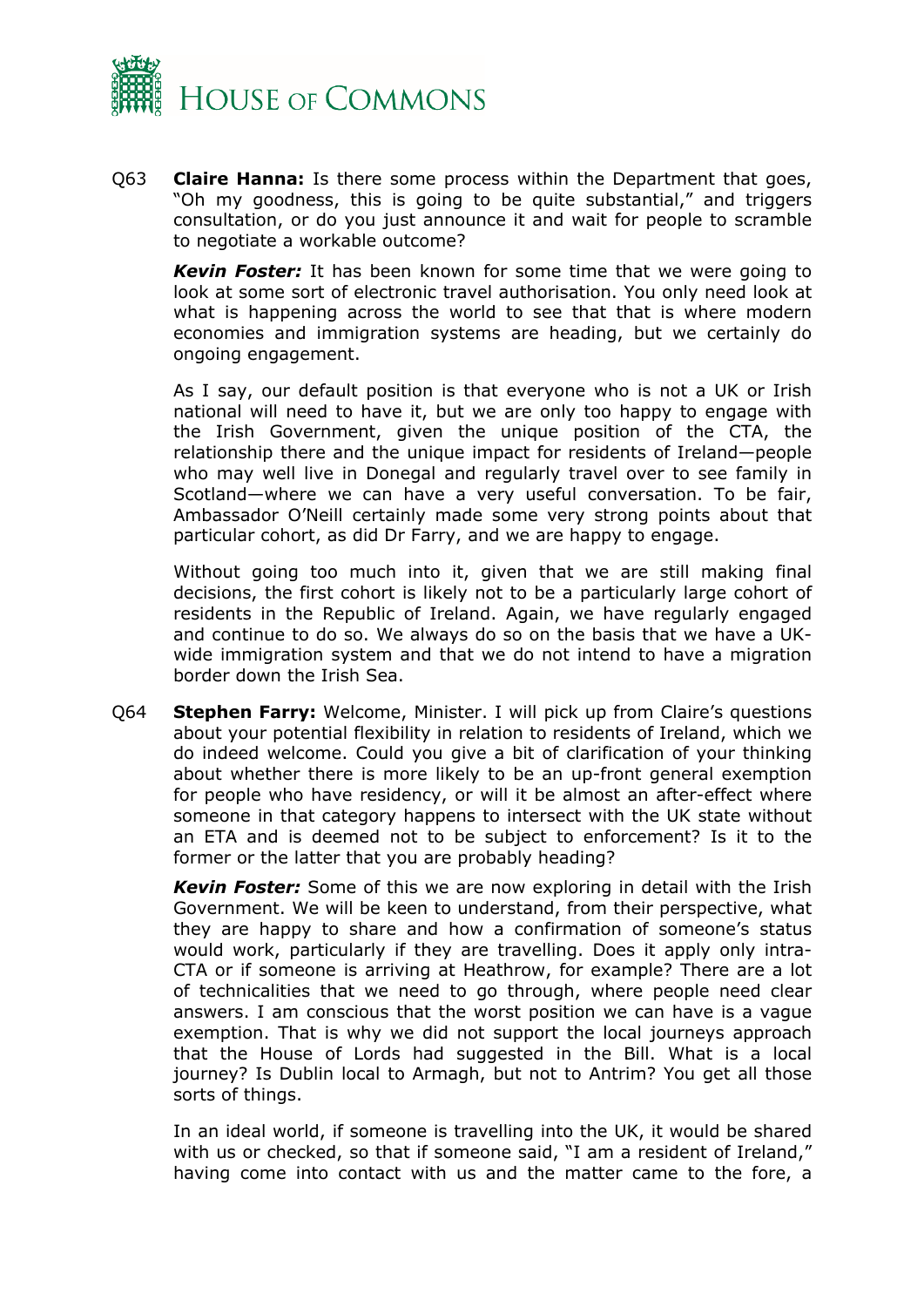Q63 **Claire Hanna:** Is there some process within the Department that goes, "Oh my goodness, this is going to be quite substantial," and triggers consultation, or do you just announce it and wait for people to scramble to negotiate a workable outcome?

***Kevin Foster:*** It has been known for some time that we were going to look at some sort of electronic travel authorisation. You only need look at what is happening across the world to see that that is where modern economies and immigration systems are heading, but we certainly do ongoing engagement.

As I say, our default position is that everyone who is not a UK or Irish national will need to have it, but we are only too happy to engage with the Irish Government, given the unique position of the CTA, the relationship there and the unique impact for residents of Ireland—people who may well live in Donegal and regularly travel over to see family in Scotland—where we can have a very useful conversation. To be fair, Ambassador O'Neill certainly made some very strong points about that particular cohort, as did Dr Farry, and we are happy to engage.

Without going too much into it, given that we are still making final decisions, the first cohort is likely not to be a particularly large cohort of residents in the Republic of Ireland. Again, we have regularly engaged and continue to do so. We always do so on the basis that we have a UK-wide immigration system and that we do not intend to have a migration border down the Irish Sea.

Q64 **Stephen Farry:** Welcome, Minister. I will pick up from Claire's questions about your potential flexibility in relation to residents of Ireland, which we do indeed welcome. Could you give a bit of clarification of your thinking about whether there is more likely to be an up-front general exemption for people who have residency, or will it be almost an after-effect where someone in that category happens to intersect with the UK state without an ETA and is deemed not to be subject to enforcement? Is it to the former or the latter that you are probably heading?

***Kevin Foster:*** Some of this we are now exploring in detail with the Irish Government. We will be keen to understand, from their perspective, what they are happy to share and how a confirmation of someone's status would work, particularly if they are travelling. Does it apply only intra-CTA or if someone is arriving at Heathrow, for example? There are a lot of technicalities that we need to go through, where people need clear answers. I am conscious that the worst position we can have is a vague exemption. That is why we did not support the local journeys approach that the House of Lords had suggested in the Bill. What is a local journey? Is Dublin local to Armagh, but not to Antrim? You get all those sorts of things.

In an ideal world, if someone is travelling into the UK, it would be shared with us or checked, so that if someone said, "I am a resident of Ireland," having come into contact with us and the matter came to the fore, a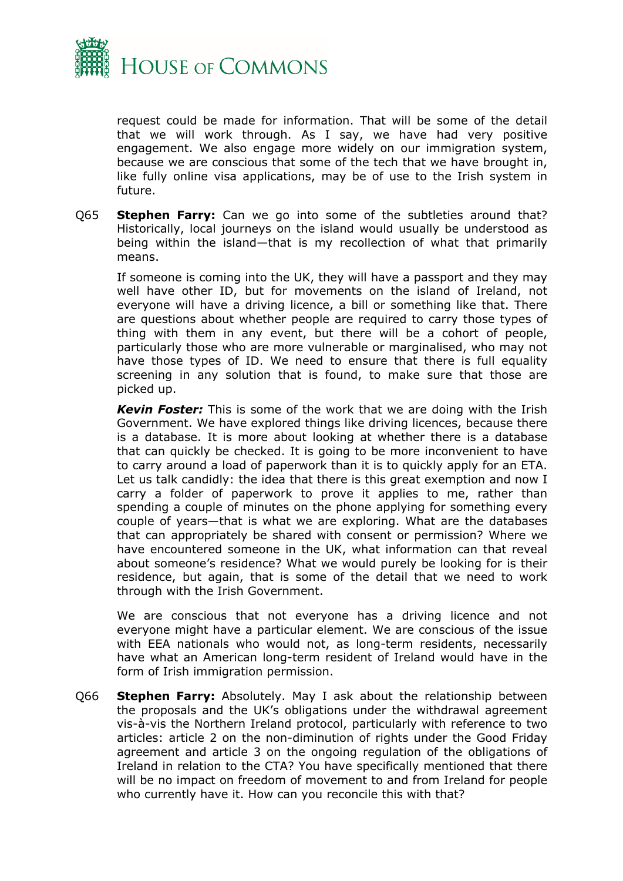request could be made for information. That will be some of the detail that we will work through. As I say, we have had very positive engagement. We also engage more widely on our immigration system, because we are conscious that some of the tech that we have brought in, like fully online visa applications, may be of use to the Irish system in future.

Q65 **Stephen Farry:** Can we go into some of the subtleties around that? Historically, local journeys on the island would usually be understood as being within the island—that is my recollection of what that primarily means.

If someone is coming into the UK, they will have a passport and they may well have other ID, but for movements on the island of Ireland, not everyone will have a driving licence, a bill or something like that. There are questions about whether people are required to carry those types of thing with them in any event, but there will be a cohort of people, particularly those who are more vulnerable or marginalised, who may not have those types of ID. We need to ensure that there is full equality screening in any solution that is found, to make sure that those are picked up.

***Kevin Foster:*** This is some of the work that we are doing with the Irish Government. We have explored things like driving licences, because there is a database. It is more about looking at whether there is a database that can quickly be checked. It is going to be more inconvenient to have to carry around a load of paperwork than it is to quickly apply for an ETA. Let us talk candidly: the idea that there is this great exemption and now I carry a folder of paperwork to prove it applies to me, rather than spending a couple of minutes on the phone applying for something every couple of years—that is what we are exploring. What are the databases that can appropriately be shared with consent or permission? Where we have encountered someone in the UK, what information can that reveal about someone's residence? What we would purely be looking for is their residence, but again, that is some of the detail that we need to work through with the Irish Government.

We are conscious that not everyone has a driving licence and not everyone might have a particular element. We are conscious of the issue with EEA nationals who would not, as long-term residents, necessarily have what an American long-term resident of Ireland would have in the form of Irish immigration permission.

Q66 **Stephen Farry:** Absolutely. May I ask about the relationship between the proposals and the UK's obligations under the withdrawal agreement vis-à-vis the Northern Ireland protocol, particularly with reference to two articles: article 2 on the non-diminution of rights under the Good Friday agreement and article 3 on the ongoing regulation of the obligations of Ireland in relation to the CTA? You have specifically mentioned that there will be no impact on freedom of movement to and from Ireland for people who currently have it. How can you reconcile this with that?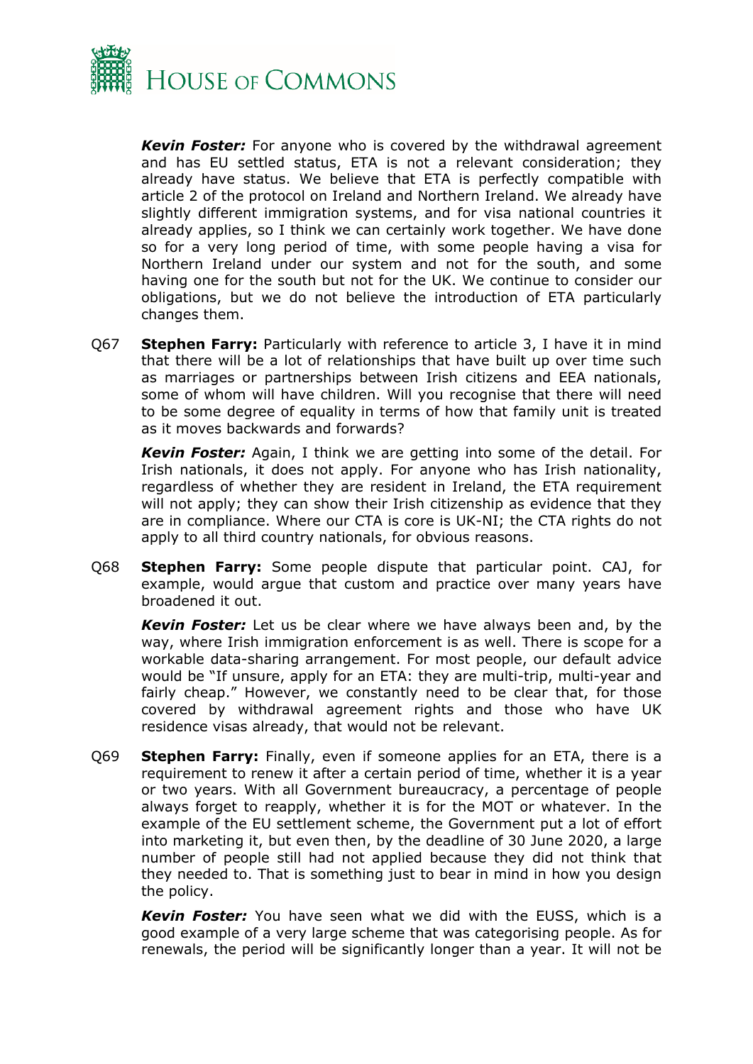***Kevin Foster:*** For anyone who is covered by the withdrawal agreement and has EU settled status, ETA is not a relevant consideration; they already have status. We believe that ETA is perfectly compatible with article 2 of the protocol on Ireland and Northern Ireland. We already have slightly different immigration systems, and for visa national countries it already applies, so I think we can certainly work together. We have done so for a very long period of time, with some people having a visa for Northern Ireland under our system and not for the south, and some having one for the south but not for the UK. We continue to consider our obligations, but we do not believe the introduction of ETA particularly changes them.

Q67 **Stephen Farry:** Particularly with reference to article 3, I have it in mind that there will be a lot of relationships that have built up over time such as marriages or partnerships between Irish citizens and EEA nationals, some of whom will have children. Will you recognise that there will need to be some degree of equality in terms of how that family unit is treated as it moves backwards and forwards?

***Kevin Foster:*** Again, I think we are getting into some of the detail. For Irish nationals, it does not apply. For anyone who has Irish nationality, regardless of whether they are resident in Ireland, the ETA requirement will not apply; they can show their Irish citizenship as evidence that they are in compliance. Where our CTA is core is UK-NI; the CTA rights do not apply to all third country nationals, for obvious reasons.

Q68 **Stephen Farry:** Some people dispute that particular point. CAJ, for example, would argue that custom and practice over many years have broadened it out.

***Kevin Foster:*** Let us be clear where we have always been and, by the way, where Irish immigration enforcement is as well. There is scope for a workable data-sharing arrangement. For most people, our default advice would be "If unsure, apply for an ETA: they are multi-trip, multi-year and fairly cheap." However, we constantly need to be clear that, for those covered by withdrawal agreement rights and those who have UK residence visas already, that would not be relevant.

Q69 **Stephen Farry:** Finally, even if someone applies for an ETA, there is a requirement to renew it after a certain period of time, whether it is a year or two years. With all Government bureaucracy, a percentage of people always forget to reapply, whether it is for the MOT or whatever. In the example of the EU settlement scheme, the Government put a lot of effort into marketing it, but even then, by the deadline of 30 June 2020, a large number of people still had not applied because they did not think that they needed to. That is something just to bear in mind in how you design the policy.

***Kevin Foster:*** You have seen what we did with the EUSS, which is a good example of a very large scheme that was categorising people. As for renewals, the period will be significantly longer than a year. It will not be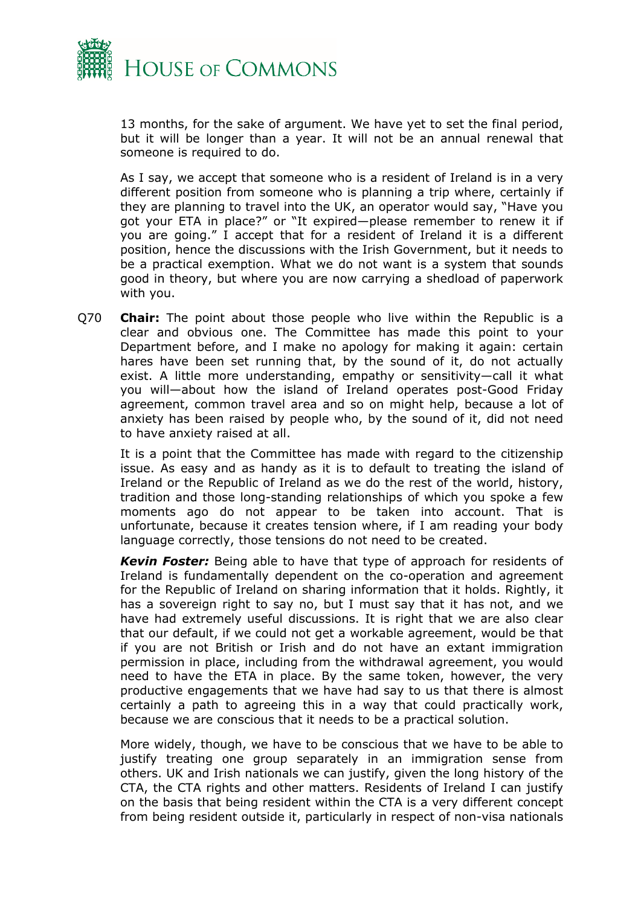13 months, for the sake of argument. We have yet to set the final period, but it will be longer than a year. It will not be an annual renewal that someone is required to do.

As I say, we accept that someone who is a resident of Ireland is in a very different position from someone who is planning a trip where, certainly if they are planning to travel into the UK, an operator would say, "Have you got your ETA in place?" or "It expired—please remember to renew it if you are going." I accept that for a resident of Ireland it is a different position, hence the discussions with the Irish Government, but it needs to be a practical exemption. What we do not want is a system that sounds good in theory, but where you are now carrying a shedload of paperwork with you.

Q70 **Chair:** The point about those people who live within the Republic is a clear and obvious one. The Committee has made this point to your Department before, and I make no apology for making it again: certain hares have been set running that, by the sound of it, do not actually exist. A little more understanding, empathy or sensitivity—call it what you will—about how the island of Ireland operates post-Good Friday agreement, common travel area and so on might help, because a lot of anxiety has been raised by people who, by the sound of it, did not need to have anxiety raised at all.

It is a point that the Committee has made with regard to the citizenship issue. As easy and as handy as it is to default to treating the island of Ireland or the Republic of Ireland as we do the rest of the world, history, tradition and those long-standing relationships of which you spoke a few moments ago do not appear to be taken into account. That is unfortunate, because it creates tension where, if I am reading your body language correctly, those tensions do not need to be created.

***Kevin Foster:*** Being able to have that type of approach for residents of Ireland is fundamentally dependent on the co-operation and agreement for the Republic of Ireland on sharing information that it holds. Rightly, it has a sovereign right to say no, but I must say that it has not, and we have had extremely useful discussions. It is right that we are also clear that our default, if we could not get a workable agreement, would be that if you are not British or Irish and do not have an extant immigration permission in place, including from the withdrawal agreement, you would need to have the ETA in place. By the same token, however, the very productive engagements that we have had say to us that there is almost certainly a path to agreeing this in a way that could practically work, because we are conscious that it needs to be a practical solution.

More widely, though, we have to be conscious that we have to be able to justify treating one group separately in an immigration sense from others. UK and Irish nationals we can justify, given the long history of the CTA, the CTA rights and other matters. Residents of Ireland I can justify on the basis that being resident within the CTA is a very different concept from being resident outside it, particularly in respect of non-visa nationals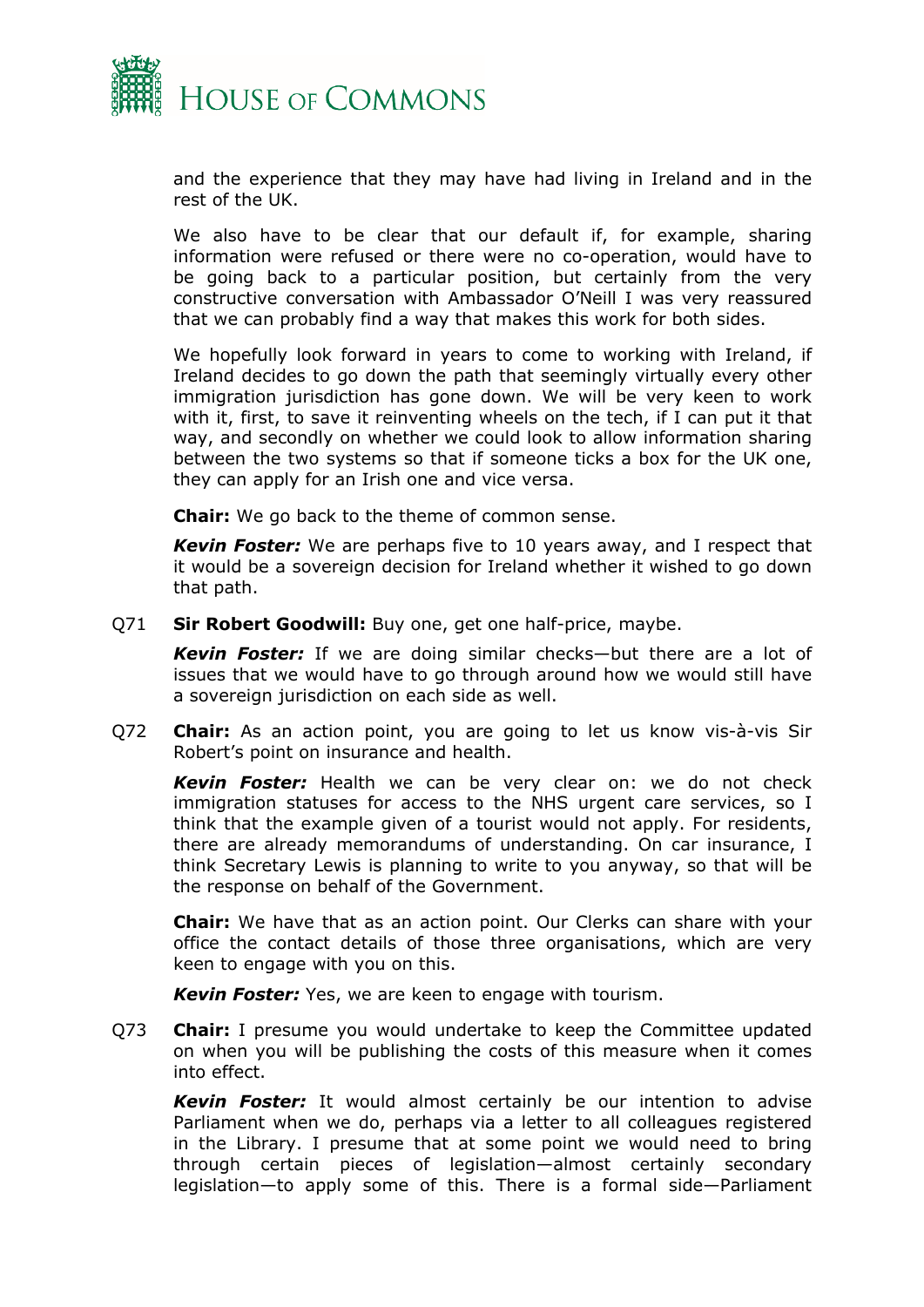and the experience that they may have had living in Ireland and in the rest of the UK.

We also have to be clear that our default if, for example, sharing information were refused or there were no co-operation, would have to be going back to a particular position, but certainly from the very constructive conversation with Ambassador O'Neill I was very reassured that we can probably find a way that makes this work for both sides.

We hopefully look forward in years to come to working with Ireland, if Ireland decides to go down the path that seemingly virtually every other immigration jurisdiction has gone down. We will be very keen to work with it, first, to save it reinventing wheels on the tech, if I can put it that way, and secondly on whether we could look to allow information sharing between the two systems so that if someone ticks a box for the UK one, they can apply for an Irish one and vice versa.

**Chair:** We go back to the theme of common sense.

***Kevin Foster:*** We are perhaps five to 10 years away, and I respect that it would be a sovereign decision for Ireland whether it wished to go down that path.

Q71 **Sir Robert Goodwill:** Buy one, get one half-price, maybe.

***Kevin Foster:*** If we are doing similar checks—but there are a lot of issues that we would have to go through around how we would still have a sovereign jurisdiction on each side as well.

Q72 **Chair:** As an action point, you are going to let us know vis-à-vis Sir Robert's point on insurance and health.

***Kevin Foster:*** Health we can be very clear on: we do not check immigration statuses for access to the NHS urgent care services, so I think that the example given of a tourist would not apply. For residents, there are already memorandums of understanding. On car insurance, I think Secretary Lewis is planning to write to you anyway, so that will be the response on behalf of the Government.

**Chair:** We have that as an action point. Our Clerks can share with your office the contact details of those three organisations, which are very keen to engage with you on this.

***Kevin Foster:*** Yes, we are keen to engage with tourism.

Q73 **Chair:** I presume you would undertake to keep the Committee updated on when you will be publishing the costs of this measure when it comes into effect.

***Kevin Foster:*** It would almost certainly be our intention to advise Parliament when we do, perhaps via a letter to all colleagues registered in the Library. I presume that at some point we would need to bring through certain pieces of legislation—almost certainly secondary legislation—to apply some of this. There is a formal side—Parliament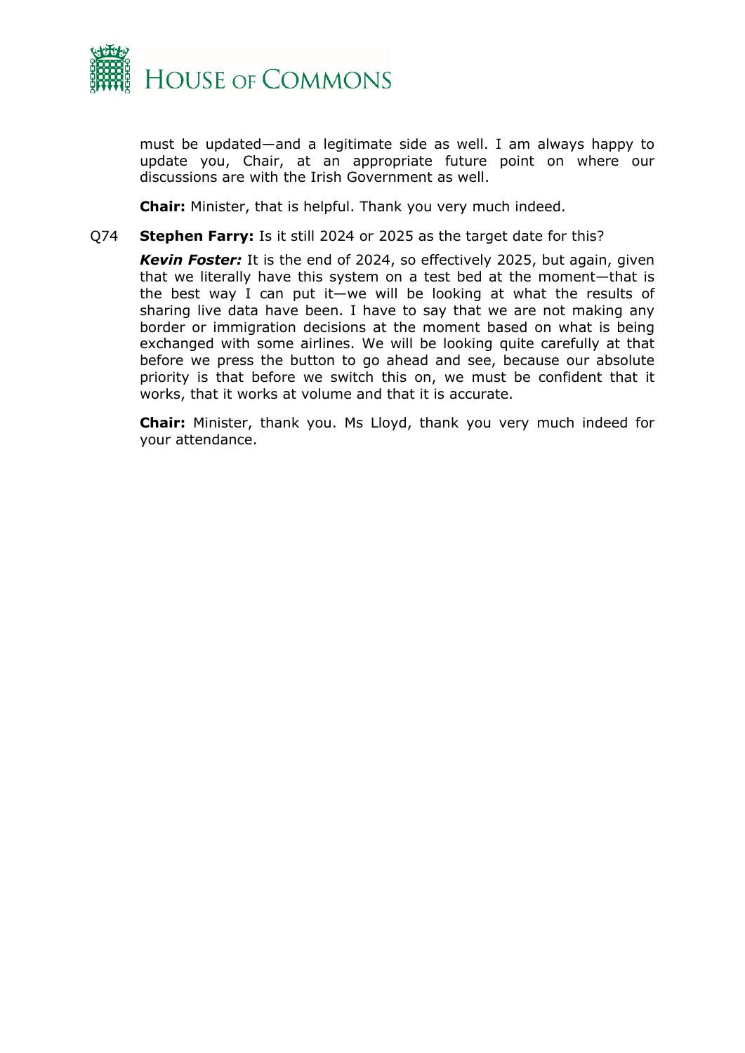must be updated—and a legitimate side as well. I am always happy to update you, Chair, at an appropriate future point on where our discussions are with the Irish Government as well.

**Chair:** Minister, that is helpful. Thank you very much indeed.

Q74 **Stephen Farry:** Is it still 2024 or 2025 as the target date for this?

***Kevin Foster:*** It is the end of 2024, so effectively 2025, but again, given that we literally have this system on a test bed at the moment—that is the best way I can put it—we will be looking at what the results of sharing live data have been. I have to say that we are not making any border or immigration decisions at the moment based on what is being exchanged with some airlines. We will be looking quite carefully at that before we press the button to go ahead and see, because our absolute priority is that before we switch this on, we must be confident that it works, that it works at volume and that it is accurate.

**Chair:** Minister, thank you. Ms Lloyd, thank you very much indeed for your attendance.